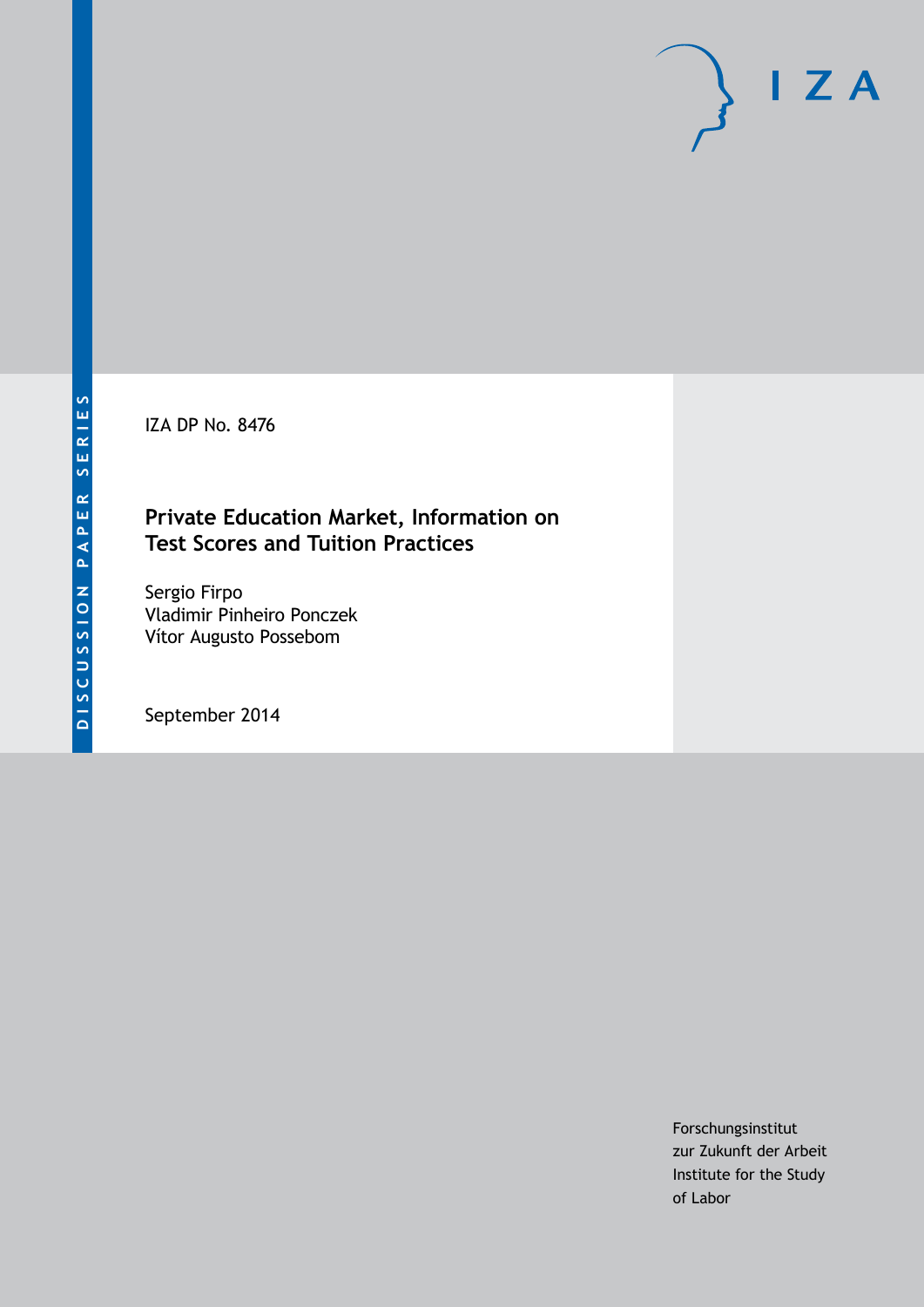DISCUSSION PAPER SERIES

IZA

IZA DP No. 8476

# Private Education Market, Information on Test Scores and Tuition Practices

Sergio Firpo
Vladimir Pinheiro Ponczek
Vítor Augusto Possebom

September 2014

Forschungsinstitut
zur Zukunft der Arbeit
Institute for the Study
of Labor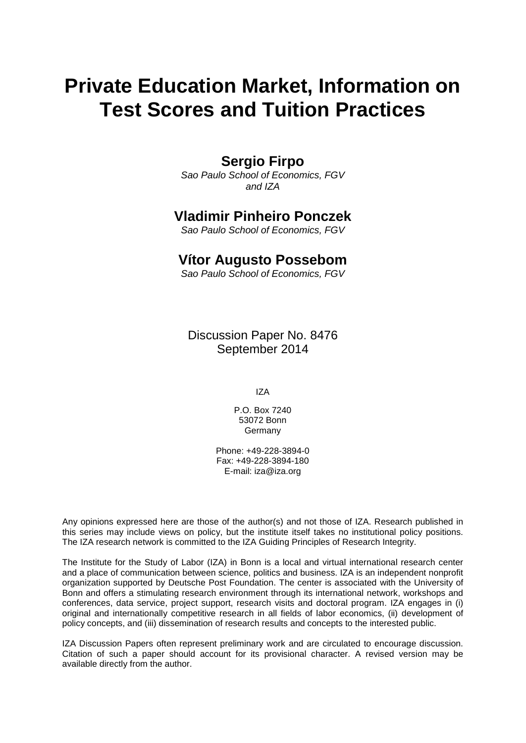# Private Education Market, Information on Test Scores and Tuition Practices

## Sergio Firpo

*Sao Paulo School of Economics, FGV and IZA*

## Vladimir Pinheiro Ponczek

*Sao Paulo School of Economics, FGV*

## Vítor Augusto Possebom

*Sao Paulo School of Economics, FGV*

Discussion Paper No. 8476
September 2014

IZA

P.O. Box 7240
53072 Bonn
Germany

Phone: +49-228-3894-0
Fax: +49-228-3894-180
E-mail: iza@iza.org

Any opinions expressed here are those of the author(s) and not those of IZA. Research published in this series may include views on policy, but the institute itself takes no institutional policy positions. The IZA research network is committed to the IZA Guiding Principles of Research Integrity.

The Institute for the Study of Labor (IZA) in Bonn is a local and virtual international research center and a place of communication between science, politics and business. IZA is an independent nonprofit organization supported by Deutsche Post Foundation. The center is associated with the University of Bonn and offers a stimulating research environment through its international network, workshops and conferences, data service, project support, research visits and doctoral program. IZA engages in (i) original and internationally competitive research in all fields of labor economics, (ii) development of policy concepts, and (iii) dissemination of research results and concepts to the interested public.

IZA Discussion Papers often represent preliminary work and are circulated to encourage discussion. Citation of such a paper should account for its provisional character. A revised version may be available directly from the author.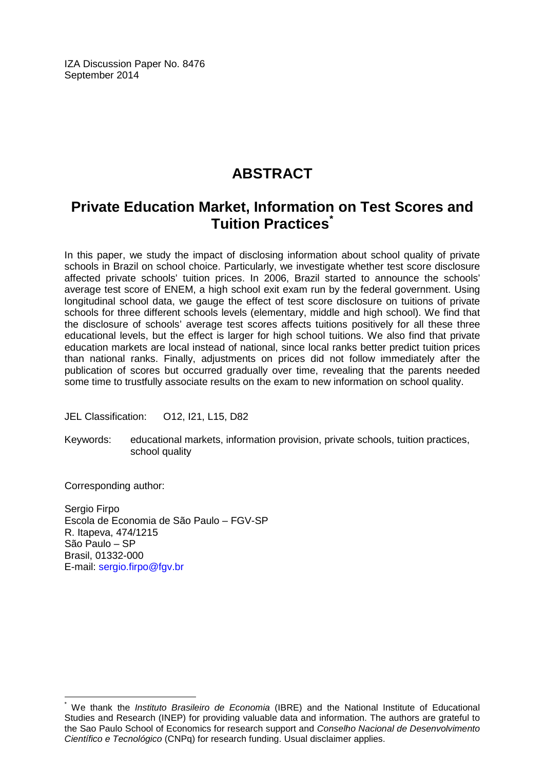IZA Discussion Paper No. 8476
September 2014

# ABSTRACT

## Private Education Market, Information on Test Scores and Tuition Practices[*]

In this paper, we study the impact of disclosing information about school quality of private schools in Brazil on school choice. Particularly, we investigate whether test score disclosure affected private schools' tuition prices. In 2006, Brazil started to announce the schools' average test score of ENEM, a high school exit exam run by the federal government. Using longitudinal school data, we gauge the effect of test score disclosure on tuitions of private schools for three different schools levels (elementary, middle and high school). We find that the disclosure of schools' average test scores affects tuitions positively for all these three educational levels, but the effect is larger for high school tuitions. We also find that private education markets are local instead of national, since local ranks better predict tuition prices than national ranks. Finally, adjustments on prices did not follow immediately after the publication of scores but occurred gradually over time, revealing that the parents needed some time to trustfully associate results on the exam to new information on school quality.

JEL Classification: O12, I21, L15, D82

Keywords: educational markets, information provision, private schools, tuition practices, school quality

Corresponding author:

Sergio Firpo
Escola de Economia de São Paulo – FGV-SP
R. Itapeva, 474/1215
São Paulo – SP
Brasil, 01332-000
E-mail: sergio.firpo@fgv.br

---

[*] We thank the *Instituto Brasileiro de Economia* (IBRE) and the National Institute of Educational Studies and Research (INEP) for providing valuable data and information. The authors are grateful to the Sao Paulo School of Economics for research support and *Conselho Nacional de Desenvolvimento Científico e Tecnológico* (CNPq) for research funding. Usual disclaimer applies.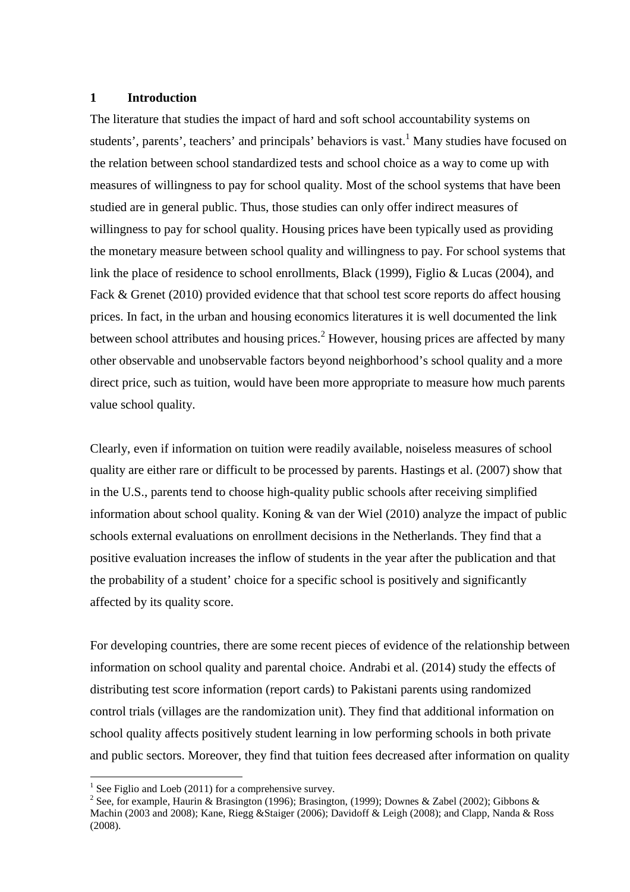## 1 Introduction

The literature that studies the impact of hard and soft school accountability systems on students', parents', teachers' and principals' behaviors is vast.[1] Many studies have focused on the relation between school standardized tests and school choice as a way to come up with measures of willingness to pay for school quality. Most of the school systems that have been studied are in general public. Thus, those studies can only offer indirect measures of willingness to pay for school quality. Housing prices have been typically used as providing the monetary measure between school quality and willingness to pay. For school systems that link the place of residence to school enrollments, Black (1999), Figlio & Lucas (2004), and Fack & Grenet (2010) provided evidence that that school test score reports do affect housing prices. In fact, in the urban and housing economics literatures it is well documented the link between school attributes and housing prices.[2] However, housing prices are affected by many other observable and unobservable factors beyond neighborhood's school quality and a more direct price, such as tuition, would have been more appropriate to measure how much parents value school quality.

Clearly, even if information on tuition were readily available, noiseless measures of school quality are either rare or difficult to be processed by parents. Hastings et al. (2007) show that in the U.S., parents tend to choose high-quality public schools after receiving simplified information about school quality. Koning & van der Wiel (2010) analyze the impact of public schools external evaluations on enrollment decisions in the Netherlands. They find that a positive evaluation increases the inflow of students in the year after the publication and that the probability of a student' choice for a specific school is positively and significantly affected by its quality score.

For developing countries, there are some recent pieces of evidence of the relationship between information on school quality and parental choice. Andrabi et al. (2014) study the effects of distributing test score information (report cards) to Pakistani parents using randomized control trials (villages are the randomization unit). They find that additional information on school quality affects positively student learning in low performing schools in both private and public sectors. Moreover, they find that tuition fees decreased after information on quality

---

[1] See Figlio and Loeb (2011) for a comprehensive survey.

[2] See, for example, Haurin & Brasington (1996); Brasington, (1999); Downes & Zabel (2002); Gibbons & Machin (2003 and 2008); Kane, Riegg &Staiger (2006); Davidoff & Leigh (2008); and Clapp, Nanda & Ross (2008).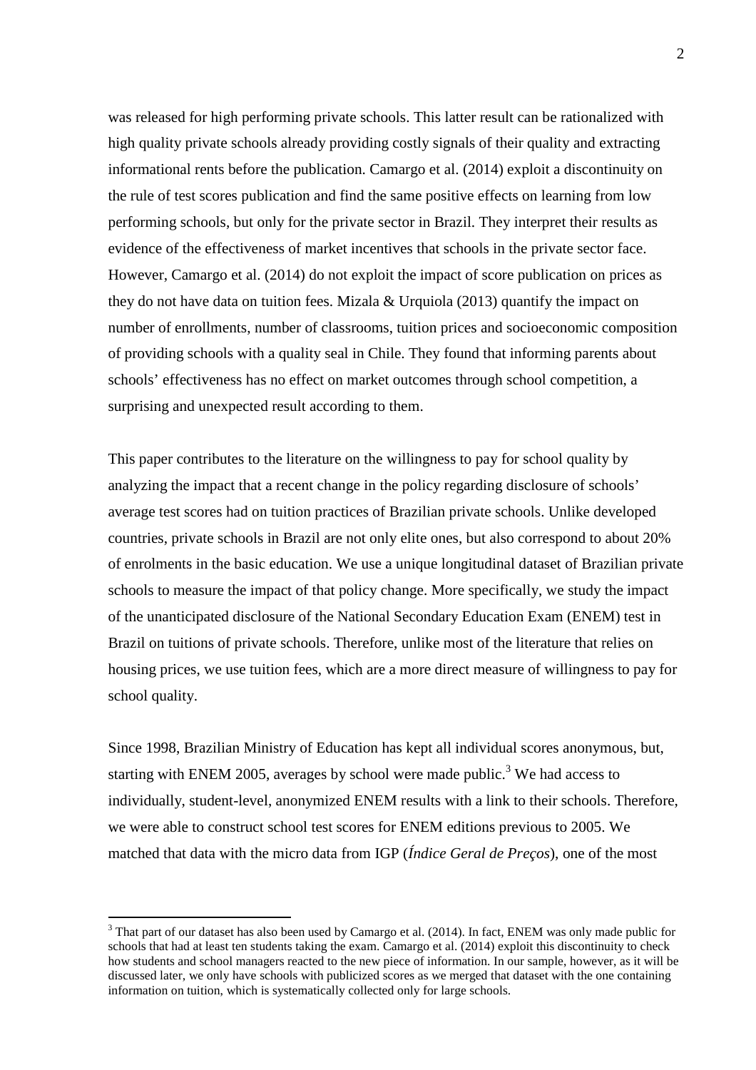was released for high performing private schools. This latter result can be rationalized with high quality private schools already providing costly signals of their quality and extracting informational rents before the publication. Camargo et al. (2014) exploit a discontinuity on the rule of test scores publication and find the same positive effects on learning from low performing schools, but only for the private sector in Brazil. They interpret their results as evidence of the effectiveness of market incentives that schools in the private sector face. However, Camargo et al. (2014) do not exploit the impact of score publication on prices as they do not have data on tuition fees. Mizala & Urquiola (2013) quantify the impact on number of enrollments, number of classrooms, tuition prices and socioeconomic composition of providing schools with a quality seal in Chile. They found that informing parents about schools' effectiveness has no effect on market outcomes through school competition, a surprising and unexpected result according to them.

This paper contributes to the literature on the willingness to pay for school quality by analyzing the impact that a recent change in the policy regarding disclosure of schools' average test scores had on tuition practices of Brazilian private schools. Unlike developed countries, private schools in Brazil are not only elite ones, but also correspond to about 20% of enrolments in the basic education. We use a unique longitudinal dataset of Brazilian private schools to measure the impact of that policy change. More specifically, we study the impact of the unanticipated disclosure of the National Secondary Education Exam (ENEM) test in Brazil on tuitions of private schools. Therefore, unlike most of the literature that relies on housing prices, we use tuition fees, which are a more direct measure of willingness to pay for school quality.

Since 1998, Brazilian Ministry of Education has kept all individual scores anonymous, but, starting with ENEM 2005, averages by school were made public.[3] We had access to individually, student-level, anonymized ENEM results with a link to their schools. Therefore, we were able to construct school test scores for ENEM editions previous to 2005. We matched that data with the micro data from IGP (*Índice Geral de Preços*), one of the most

[3] That part of our dataset has also been used by Camargo et al. (2014). In fact, ENEM was only made public for schools that had at least ten students taking the exam. Camargo et al. (2014) exploit this discontinuity to check how students and school managers reacted to the new piece of information. In our sample, however, as it will be discussed later, we only have schools with publicized scores as we merged that dataset with the one containing information on tuition, which is systematically collected only for large schools.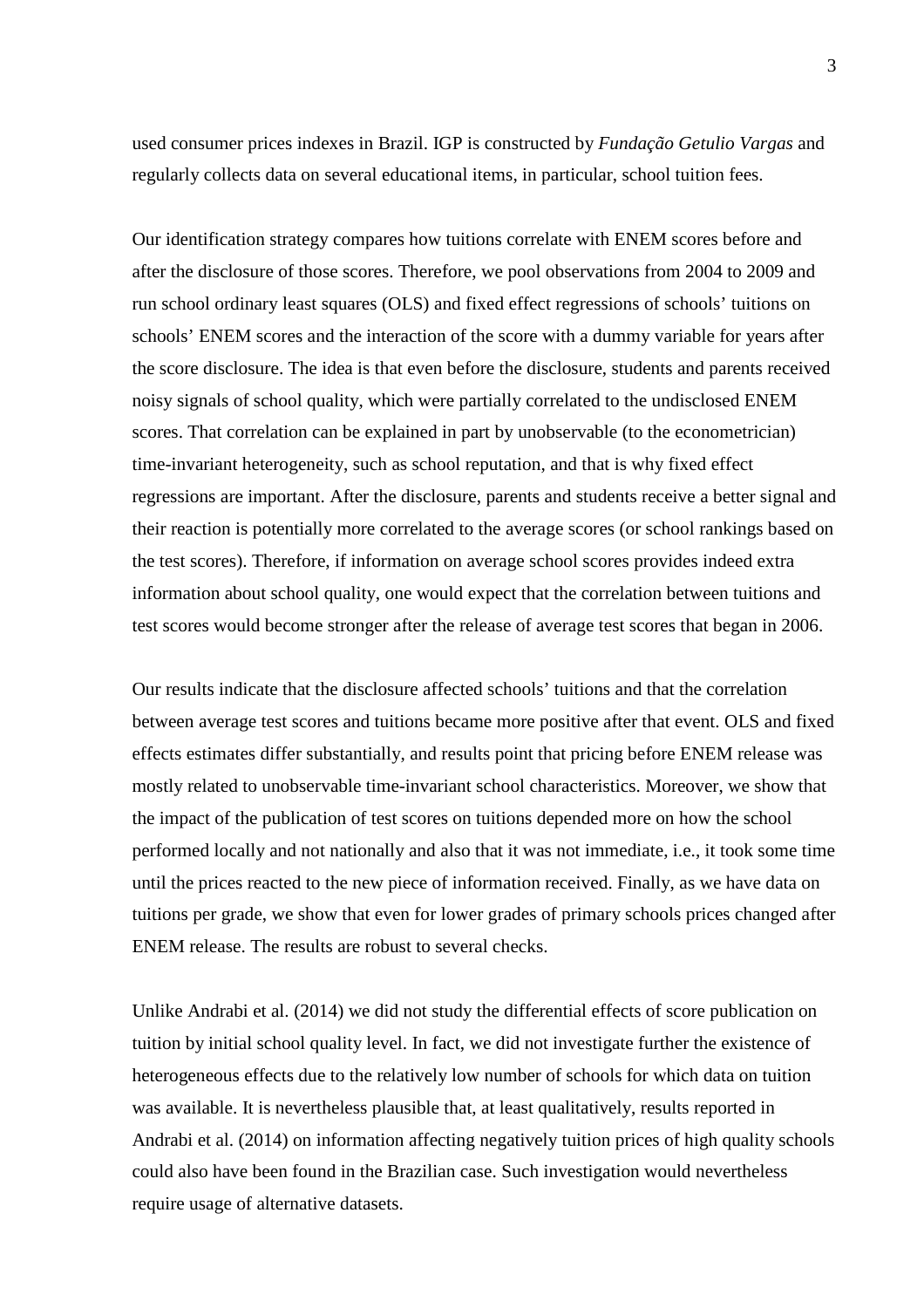used consumer prices indexes in Brazil. IGP is constructed by *Fundação Getulio Vargas* and regularly collects data on several educational items, in particular, school tuition fees.

Our identification strategy compares how tuitions correlate with ENEM scores before and after the disclosure of those scores. Therefore, we pool observations from 2004 to 2009 and run school ordinary least squares (OLS) and fixed effect regressions of schools' tuitions on schools' ENEM scores and the interaction of the score with a dummy variable for years after the score disclosure. The idea is that even before the disclosure, students and parents received noisy signals of school quality, which were partially correlated to the undisclosed ENEM scores. That correlation can be explained in part by unobservable (to the econometrician) time-invariant heterogeneity, such as school reputation, and that is why fixed effect regressions are important. After the disclosure, parents and students receive a better signal and their reaction is potentially more correlated to the average scores (or school rankings based on the test scores). Therefore, if information on average school scores provides indeed extra information about school quality, one would expect that the correlation between tuitions and test scores would become stronger after the release of average test scores that began in 2006.

Our results indicate that the disclosure affected schools' tuitions and that the correlation between average test scores and tuitions became more positive after that event. OLS and fixed effects estimates differ substantially, and results point that pricing before ENEM release was mostly related to unobservable time-invariant school characteristics. Moreover, we show that the impact of the publication of test scores on tuitions depended more on how the school performed locally and not nationally and also that it was not immediate, i.e., it took some time until the prices reacted to the new piece of information received. Finally, as we have data on tuitions per grade, we show that even for lower grades of primary schools prices changed after ENEM release. The results are robust to several checks.

Unlike Andrabi et al. (2014) we did not study the differential effects of score publication on tuition by initial school quality level. In fact, we did not investigate further the existence of heterogeneous effects due to the relatively low number of schools for which data on tuition was available. It is nevertheless plausible that, at least qualitatively, results reported in Andrabi et al. (2014) on information affecting negatively tuition prices of high quality schools could also have been found in the Brazilian case. Such investigation would nevertheless require usage of alternative datasets.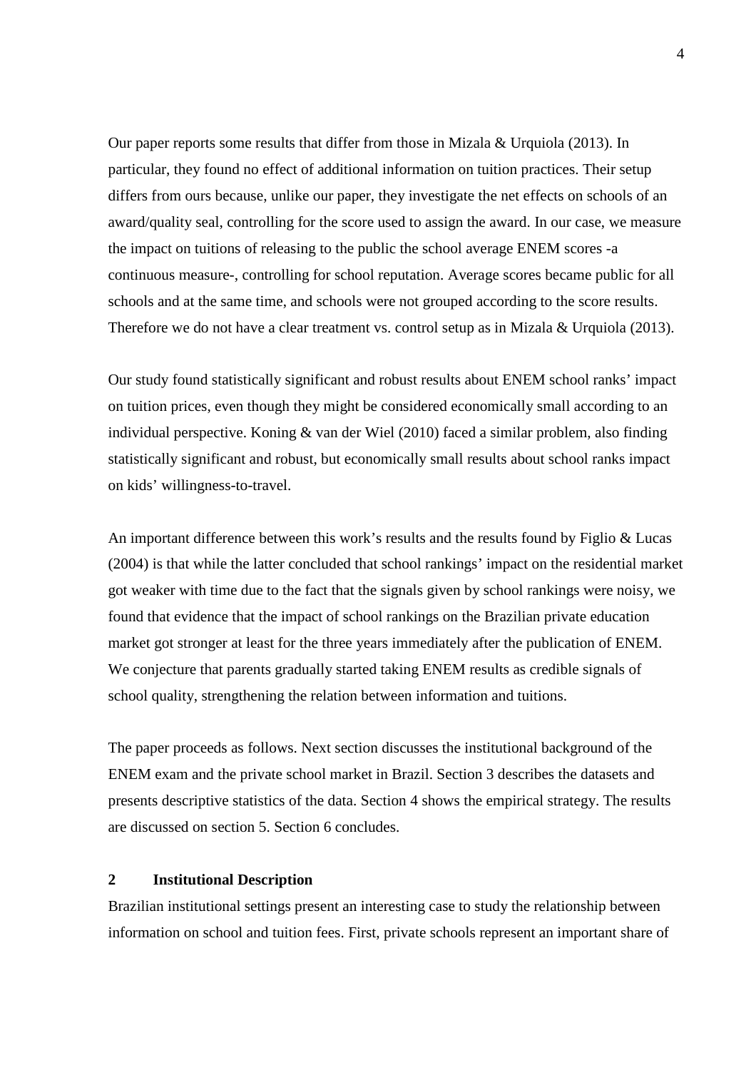Our paper reports some results that differ from those in Mizala & Urquiola (2013). In particular, they found no effect of additional information on tuition practices. Their setup differs from ours because, unlike our paper, they investigate the net effects on schools of an award/quality seal, controlling for the score used to assign the award. In our case, we measure the impact on tuitions of releasing to the public the school average ENEM scores -a continuous measure-, controlling for school reputation. Average scores became public for all schools and at the same time, and schools were not grouped according to the score results. Therefore we do not have a clear treatment vs. control setup as in Mizala & Urquiola (2013).

Our study found statistically significant and robust results about ENEM school ranks' impact on tuition prices, even though they might be considered economically small according to an individual perspective. Koning & van der Wiel (2010) faced a similar problem, also finding statistically significant and robust, but economically small results about school ranks impact on kids' willingness-to-travel.

An important difference between this work's results and the results found by Figlio & Lucas (2004) is that while the latter concluded that school rankings' impact on the residential market got weaker with time due to the fact that the signals given by school rankings were noisy, we found that evidence that the impact of school rankings on the Brazilian private education market got stronger at least for the three years immediately after the publication of ENEM. We conjecture that parents gradually started taking ENEM results as credible signals of school quality, strengthening the relation between information and tuitions.

The paper proceeds as follows. Next section discusses the institutional background of the ENEM exam and the private school market in Brazil. Section 3 describes the datasets and presents descriptive statistics of the data. Section 4 shows the empirical strategy. The results are discussed on section 5. Section 6 concludes.

## 2 Institutional Description

Brazilian institutional settings present an interesting case to study the relationship between information on school and tuition fees. First, private schools represent an important share of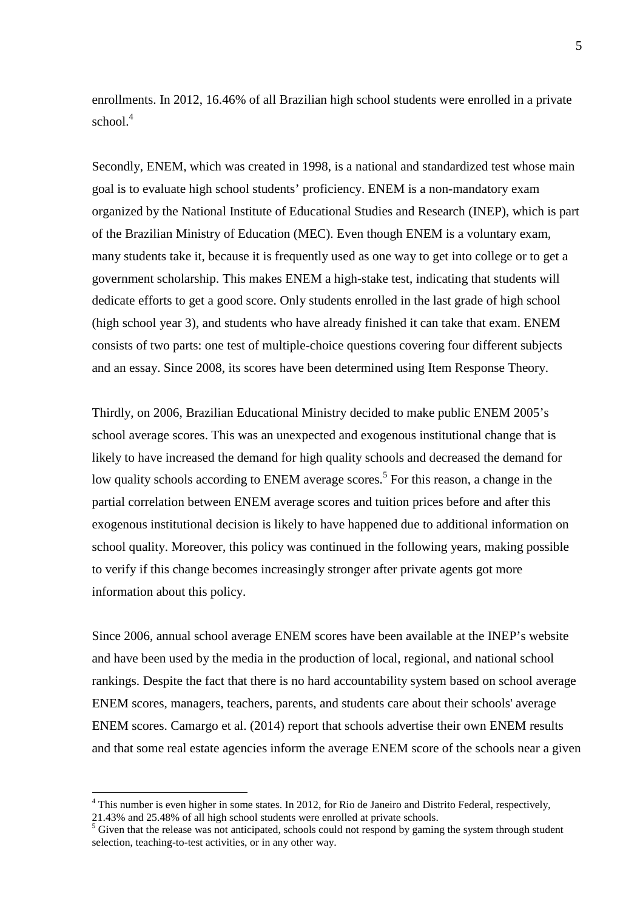enrollments. In 2012, 16.46% of all Brazilian high school students were enrolled in a private school.[4]

Secondly, ENEM, which was created in 1998, is a national and standardized test whose main goal is to evaluate high school students' proficiency. ENEM is a non-mandatory exam organized by the National Institute of Educational Studies and Research (INEP), which is part of the Brazilian Ministry of Education (MEC). Even though ENEM is a voluntary exam, many students take it, because it is frequently used as one way to get into college or to get a government scholarship. This makes ENEM a high-stake test, indicating that students will dedicate efforts to get a good score. Only students enrolled in the last grade of high school (high school year 3), and students who have already finished it can take that exam. ENEM consists of two parts: one test of multiple-choice questions covering four different subjects and an essay. Since 2008, its scores have been determined using Item Response Theory.

Thirdly, on 2006, Brazilian Educational Ministry decided to make public ENEM 2005's school average scores. This was an unexpected and exogenous institutional change that is likely to have increased the demand for high quality schools and decreased the demand for low quality schools according to ENEM average scores.[5] For this reason, a change in the partial correlation between ENEM average scores and tuition prices before and after this exogenous institutional decision is likely to have happened due to additional information on school quality. Moreover, this policy was continued in the following years, making possible to verify if this change becomes increasingly stronger after private agents got more information about this policy.

Since 2006, annual school average ENEM scores have been available at the INEP's website and have been used by the media in the production of local, regional, and national school rankings. Despite the fact that there is no hard accountability system based on school average ENEM scores, managers, teachers, parents, and students care about their schools' average ENEM scores. Camargo et al. (2014) report that schools advertise their own ENEM results and that some real estate agencies inform the average ENEM score of the schools near a given

[4] This number is even higher in some states. In 2012, for Rio de Janeiro and Distrito Federal, respectively, 21.43% and 25.48% of all high school students were enrolled at private schools.

[5] Given that the release was not anticipated, schools could not respond by gaming the system through student selection, teaching-to-test activities, or in any other way.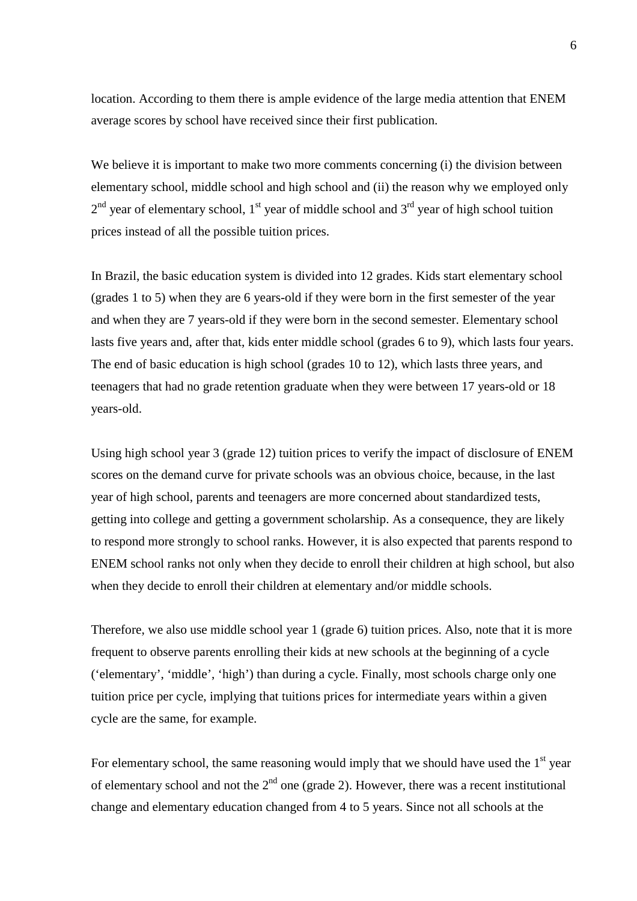location. According to them there is ample evidence of the large media attention that ENEM average scores by school have received since their first publication.

We believe it is important to make two more comments concerning (i) the division between elementary school, middle school and high school and (ii) the reason why we employed only 2nd year of elementary school, 1st year of middle school and 3rd year of high school tuition prices instead of all the possible tuition prices.

In Brazil, the basic education system is divided into 12 grades. Kids start elementary school (grades 1 to 5) when they are 6 years-old if they were born in the first semester of the year and when they are 7 years-old if they were born in the second semester. Elementary school lasts five years and, after that, kids enter middle school (grades 6 to 9), which lasts four years. The end of basic education is high school (grades 10 to 12), which lasts three years, and teenagers that had no grade retention graduate when they were between 17 years-old or 18 years-old.

Using high school year 3 (grade 12) tuition prices to verify the impact of disclosure of ENEM scores on the demand curve for private schools was an obvious choice, because, in the last year of high school, parents and teenagers are more concerned about standardized tests, getting into college and getting a government scholarship. As a consequence, they are likely to respond more strongly to school ranks. However, it is also expected that parents respond to ENEM school ranks not only when they decide to enroll their children at high school, but also when they decide to enroll their children at elementary and/or middle schools.

Therefore, we also use middle school year 1 (grade 6) tuition prices. Also, note that it is more frequent to observe parents enrolling their kids at new schools at the beginning of a cycle ('elementary', 'middle', 'high') than during a cycle. Finally, most schools charge only one tuition price per cycle, implying that tuitions prices for intermediate years within a given cycle are the same, for example.

For elementary school, the same reasoning would imply that we should have used the 1st year of elementary school and not the 2nd one (grade 2). However, there was a recent institutional change and elementary education changed from 4 to 5 years. Since not all schools at the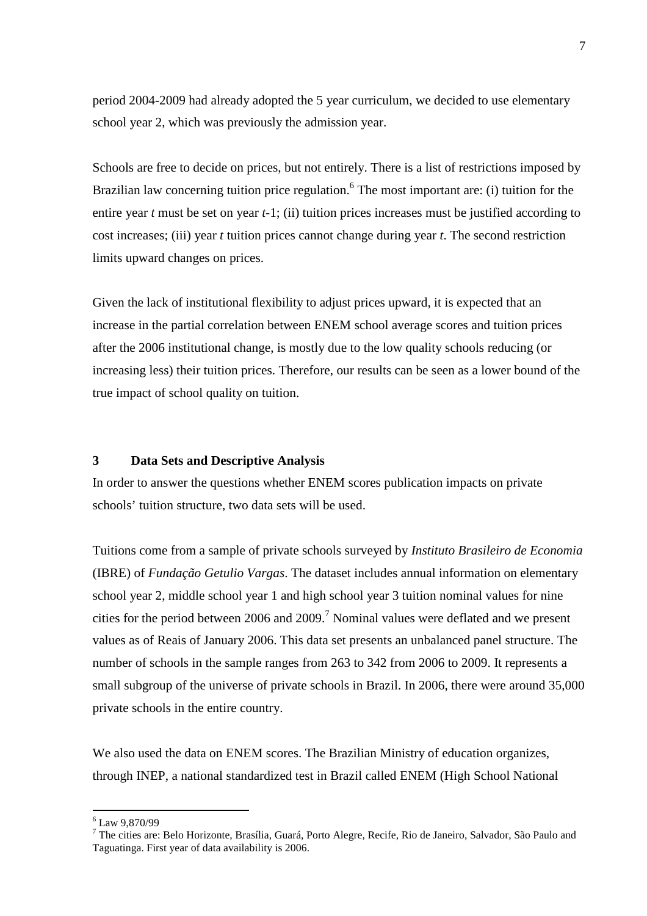period 2004-2009 had already adopted the 5 year curriculum, we decided to use elementary school year 2, which was previously the admission year.

Schools are free to decide on prices, but not entirely. There is a list of restrictions imposed by Brazilian law concerning tuition price regulation.[6] The most important are: (i) tuition for the entire year *t* must be set on year *t*-1; (ii) tuition prices increases must be justified according to cost increases; (iii) year *t* tuition prices cannot change during year *t*. The second restriction limits upward changes on prices.

Given the lack of institutional flexibility to adjust prices upward, it is expected that an increase in the partial correlation between ENEM school average scores and tuition prices after the 2006 institutional change, is mostly due to the low quality schools reducing (or increasing less) their tuition prices. Therefore, our results can be seen as a lower bound of the true impact of school quality on tuition.

## 3 Data Sets and Descriptive Analysis

In order to answer the questions whether ENEM scores publication impacts on private schools' tuition structure, two data sets will be used.

Tuitions come from a sample of private schools surveyed by *Instituto Brasileiro de Economia* (IBRE) of *Fundação Getulio Vargas*. The dataset includes annual information on elementary school year 2, middle school year 1 and high school year 3 tuition nominal values for nine cities for the period between 2006 and 2009.[7] Nominal values were deflated and we present values as of Reais of January 2006. This data set presents an unbalanced panel structure. The number of schools in the sample ranges from 263 to 342 from 2006 to 2009. It represents a small subgroup of the universe of private schools in Brazil. In 2006, there were around 35,000 private schools in the entire country.

We also used the data on ENEM scores. The Brazilian Ministry of education organizes, through INEP, a national standardized test in Brazil called ENEM (High School National

---

[6] Law 9,870/99

[7] The cities are: Belo Horizonte, Brasília, Guará, Porto Alegre, Recife, Rio de Janeiro, Salvador, São Paulo and Taguatinga. First year of data availability is 2006.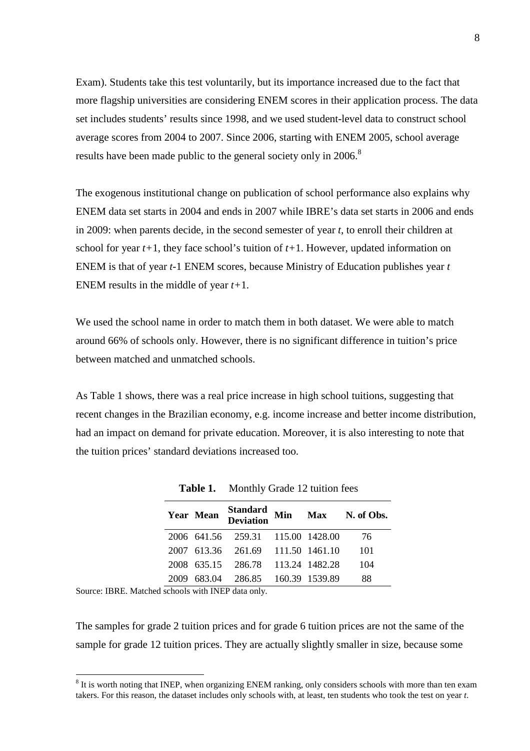Exam). Students take this test voluntarily, but its importance increased due to the fact that more flagship universities are considering ENEM scores in their application process. The data set includes students' results since 1998, and we used student-level data to construct school average scores from 2004 to 2007. Since 2006, starting with ENEM 2005, school average results have been made public to the general society only in 2006.[8]

The exogenous institutional change on publication of school performance also explains why ENEM data set starts in 2004 and ends in 2007 while IBRE's data set starts in 2006 and ends in 2009: when parents decide, in the second semester of year $t$, to enroll their children at school for year $t+1$, they face school's tuition of $t+1$. However, updated information on ENEM is that of year $t$-1 ENEM scores, because Ministry of Education publishes year $t$ ENEM results in the middle of year $t+1$.

We used the school name in order to match them in both dataset. We were able to match around 66% of schools only. However, there is no significant difference in tuition's price between matched and unmatched schools.

As Table 1 shows, there was a real price increase in high school tuitions, suggesting that recent changes in the Brazilian economy, e.g. income increase and better income distribution, had an impact on demand for private education. Moreover, it is also interesting to note that the tuition prices' standard deviations increased too.

**Table 1.** Monthly Grade 12 tuition fees

| Year | Mean | Standard Deviation | Min | Max | N. of Obs. |
|---|---|---|---|---|---|
| 2006 | 641.56 | 259.31 | 115.00 | 1428.00 | 76 |
| 2007 | 613.36 | 261.69 | 111.50 | 1461.10 | 101 |
| 2008 | 635.15 | 286.78 | 113.24 | 1482.28 | 104 |
| 2009 | 683.04 | 286.85 | 160.39 | 1539.89 | 88 |

Source: IBRE. Matched schools with INEP data only.

The samples for grade 2 tuition prices and for grade 6 tuition prices are not the same of the sample for grade 12 tuition prices. They are actually slightly smaller in size, because some

[8] It is worth noting that INEP, when organizing ENEM ranking, only considers schools with more than ten exam takers. For this reason, the dataset includes only schools with, at least, ten students who took the test on year $t$.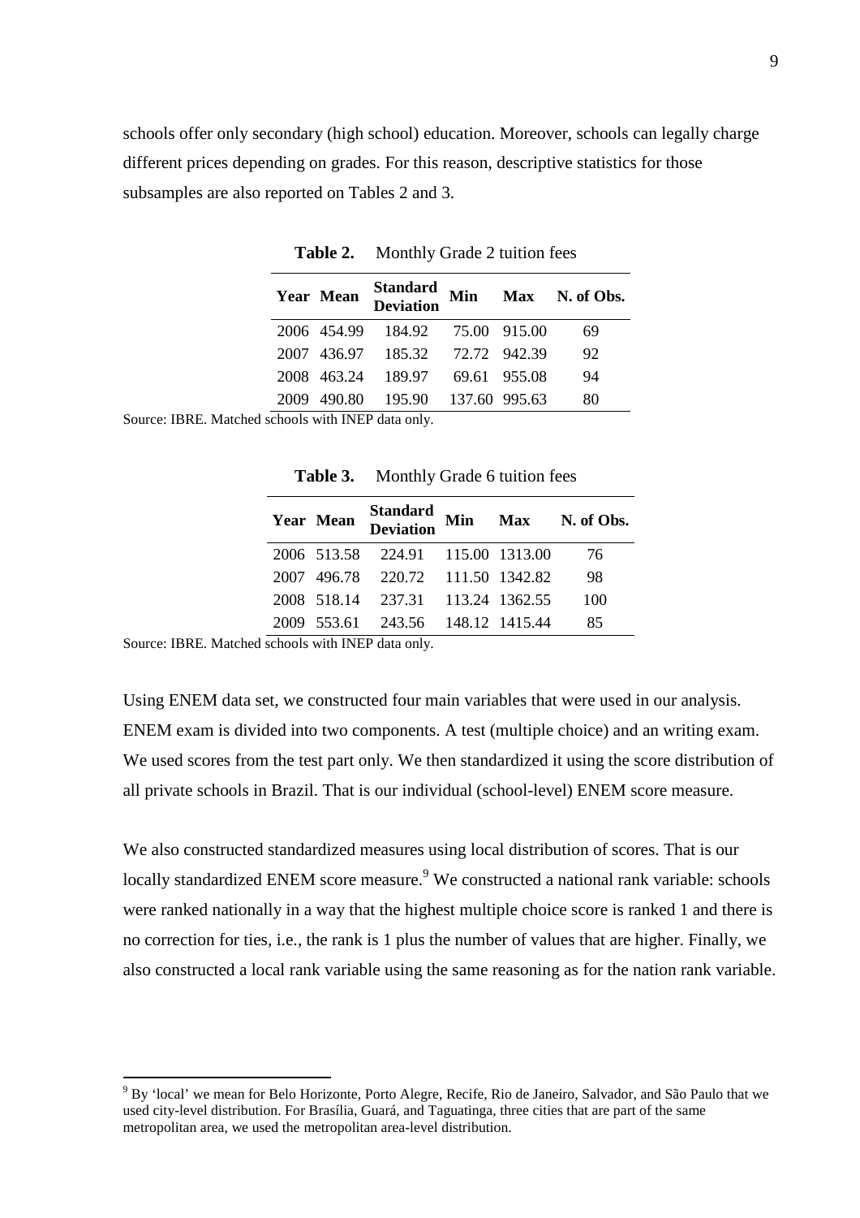schools offer only secondary (high school) education. Moreover, schools can legally charge different prices depending on grades. For this reason, descriptive statistics for those subsamples are also reported on Tables 2 and 3.

**Table 2.** Monthly Grade 2 tuition fees

| Year | Mean | Standard Deviation | Min | Max | N. of Obs. |
|---|---|---|---|---|---|
| 2006 | 454.99 | 184.92 | 75.00 | 915.00 | 69 |
| 2007 | 436.97 | 185.32 | 72.72 | 942.39 | 92 |
| 2008 | 463.24 | 189.97 | 69.61 | 955.08 | 94 |
| 2009 | 490.80 | 195.90 | 137.60 | 995.63 | 80 |

Source: IBRE. Matched schools with INEP data only.

**Table 3.** Monthly Grade 6 tuition fees

| Year | Mean | Standard Deviation | Min | Max | N. of Obs. |
|---|---|---|---|---|---|
| 2006 | 513.58 | 224.91 | 115.00 | 1313.00 | 76 |
| 2007 | 496.78 | 220.72 | 111.50 | 1342.82 | 98 |
| 2008 | 518.14 | 237.31 | 113.24 | 1362.55 | 100 |
| 2009 | 553.61 | 243.56 | 148.12 | 1415.44 | 85 |

Source: IBRE. Matched schools with INEP data only.

Using ENEM data set, we constructed four main variables that were used in our analysis. ENEM exam is divided into two components. A test (multiple choice) and an writing exam. We used scores from the test part only. We then standardized it using the score distribution of all private schools in Brazil. That is our individual (school-level) ENEM score measure.

We also constructed standardized measures using local distribution of scores. That is our locally standardized ENEM score measure.[9] We constructed a national rank variable: schools were ranked nationally in a way that the highest multiple choice score is ranked 1 and there is no correction for ties, i.e., the rank is 1 plus the number of values that are higher. Finally, we also constructed a local rank variable using the same reasoning as for the nation rank variable.

[9] By 'local' we mean for Belo Horizonte, Porto Alegre, Recife, Rio de Janeiro, Salvador, and São Paulo that we used city-level distribution. For Brasília, Guará, and Taguatinga, three cities that are part of the same metropolitan area, we used the metropolitan area-level distribution.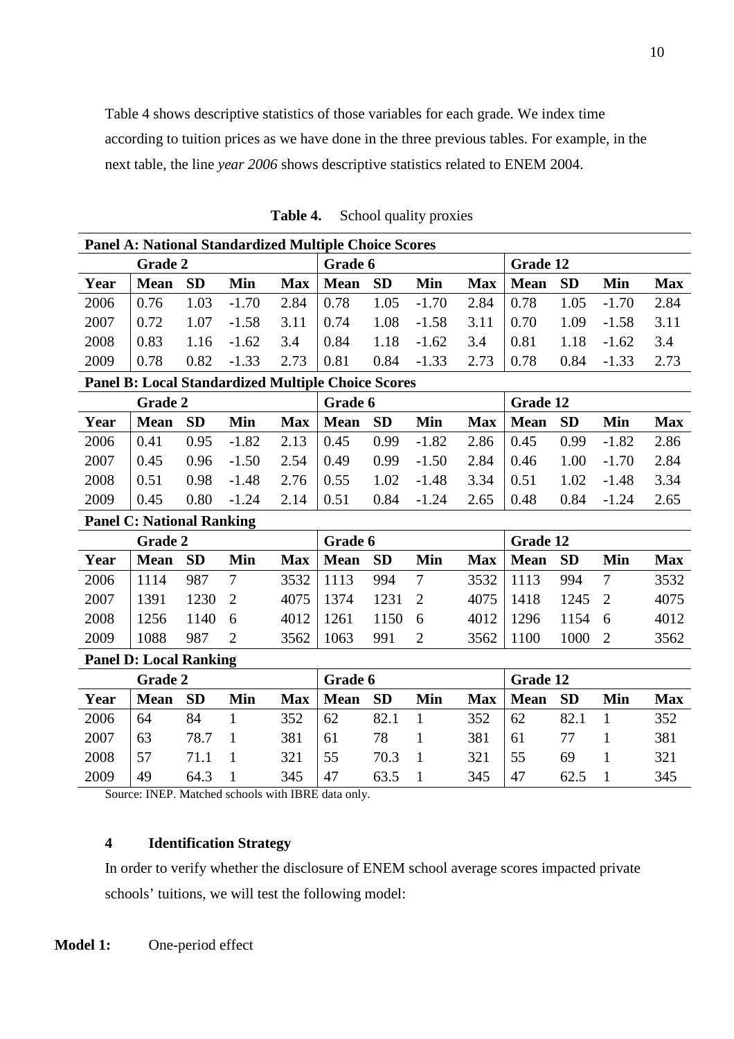Table 4 shows descriptive statistics of those variables for each grade. We index time according to tuition prices as we have done in the three previous tables. For example, in the next table, the line *year 2006* shows descriptive statistics related to ENEM 2004.

**Table 4.** School quality proxies

| **Panel A: National Standardized Multiple Choice Scores** | | | | | | | | | | | | |
|---|---|---|---|---|---|---|---|---|---|---|---|---|
| | **Grade 2** | | | | **Grade 6** | | | | **Grade 12** | | | |
| **Year** | **Mean** | **SD** | **Min** | **Max** | **Mean** | **SD** | **Min** | **Max** | **Mean** | **SD** | **Min** | **Max** |
| 2006 | 0.76 | 1.03 | -1.70 | 2.84 | 0.78 | 1.05 | -1.70 | 2.84 | 0.78 | 1.05 | -1.70 | 2.84 |
| 2007 | 0.72 | 1.07 | -1.58 | 3.11 | 0.74 | 1.08 | -1.58 | 3.11 | 0.70 | 1.09 | -1.58 | 3.11 |
| 2008 | 0.83 | 1.16 | -1.62 | 3.4 | 0.84 | 1.18 | -1.62 | 3.4 | 0.81 | 1.18 | -1.62 | 3.4 |
| 2009 | 0.78 | 0.82 | -1.33 | 2.73 | 0.81 | 0.84 | -1.33 | 2.73 | 0.78 | 0.84 | -1.33 | 2.73 |
| **Panel B: Local Standardized Multiple Choice Scores** | | | | | | | | | | | | |
| | **Grade 2** | | | | **Grade 6** | | | | **Grade 12** | | | |
| **Year** | **Mean** | **SD** | **Min** | **Max** | **Mean** | **SD** | **Min** | **Max** | **Mean** | **SD** | **Min** | **Max** |
| 2006 | 0.41 | 0.95 | -1.82 | 2.13 | 0.45 | 0.99 | -1.82 | 2.86 | 0.45 | 0.99 | -1.82 | 2.86 |
| 2007 | 0.45 | 0.96 | -1.50 | 2.54 | 0.49 | 0.99 | -1.50 | 2.84 | 0.46 | 1.00 | -1.70 | 2.84 |
| 2008 | 0.51 | 0.98 | -1.48 | 2.76 | 0.55 | 1.02 | -1.48 | 3.34 | 0.51 | 1.02 | -1.48 | 3.34 |
| 2009 | 0.45 | 0.80 | -1.24 | 2.14 | 0.51 | 0.84 | -1.24 | 2.65 | 0.48 | 0.84 | -1.24 | 2.65 |
| **Panel C: National Ranking** | | | | | | | | | | | | |
| | **Grade 2** | | | | **Grade 6** | | | | **Grade 12** | | | |
| **Year** | **Mean** | **SD** | **Min** | **Max** | **Mean** | **SD** | **Min** | **Max** | **Mean** | **SD** | **Min** | **Max** |
| 2006 | 1114 | 987 | 7 | 3532 | 1113 | 994 | 7 | 3532 | 1113 | 994 | 7 | 3532 |
| 2007 | 1391 | 1230 | 2 | 4075 | 1374 | 1231 | 2 | 4075 | 1418 | 1245 | 2 | 4075 |
| 2008 | 1256 | 1140 | 6 | 4012 | 1261 | 1150 | 6 | 4012 | 1296 | 1154 | 6 | 4012 |
| 2009 | 1088 | 987 | 2 | 3562 | 1063 | 991 | 2 | 3562 | 1100 | 1000 | 2 | 3562 |
| **Panel D: Local Ranking** | | | | | | | | | | | | |
| | **Grade 2** | | | | **Grade 6** | | | | **Grade 12** | | | |
| **Year** | **Mean** | **SD** | **Min** | **Max** | **Mean** | **SD** | **Min** | **Max** | **Mean** | **SD** | **Min** | **Max** |
| 2006 | 64 | 84 | 1 | 352 | 62 | 82.1 | 1 | 352 | 62 | 82.1 | 1 | 352 |
| 2007 | 63 | 78.7 | 1 | 381 | 61 | 78 | 1 | 381 | 61 | 77 | 1 | 381 |
| 2008 | 57 | 71.1 | 1 | 321 | 55 | 70.3 | 1 | 321 | 55 | 69 | 1 | 321 |
| 2009 | 49 | 64.3 | 1 | 345 | 47 | 63.5 | 1 | 345 | 47 | 62.5 | 1 | 345 |

Source: INEP. Matched schools with IBRE data only.

## 4 Identification Strategy

In order to verify whether the disclosure of ENEM school average scores impacted private schools' tuitions, we will test the following model:

**Model 1:** One-period effect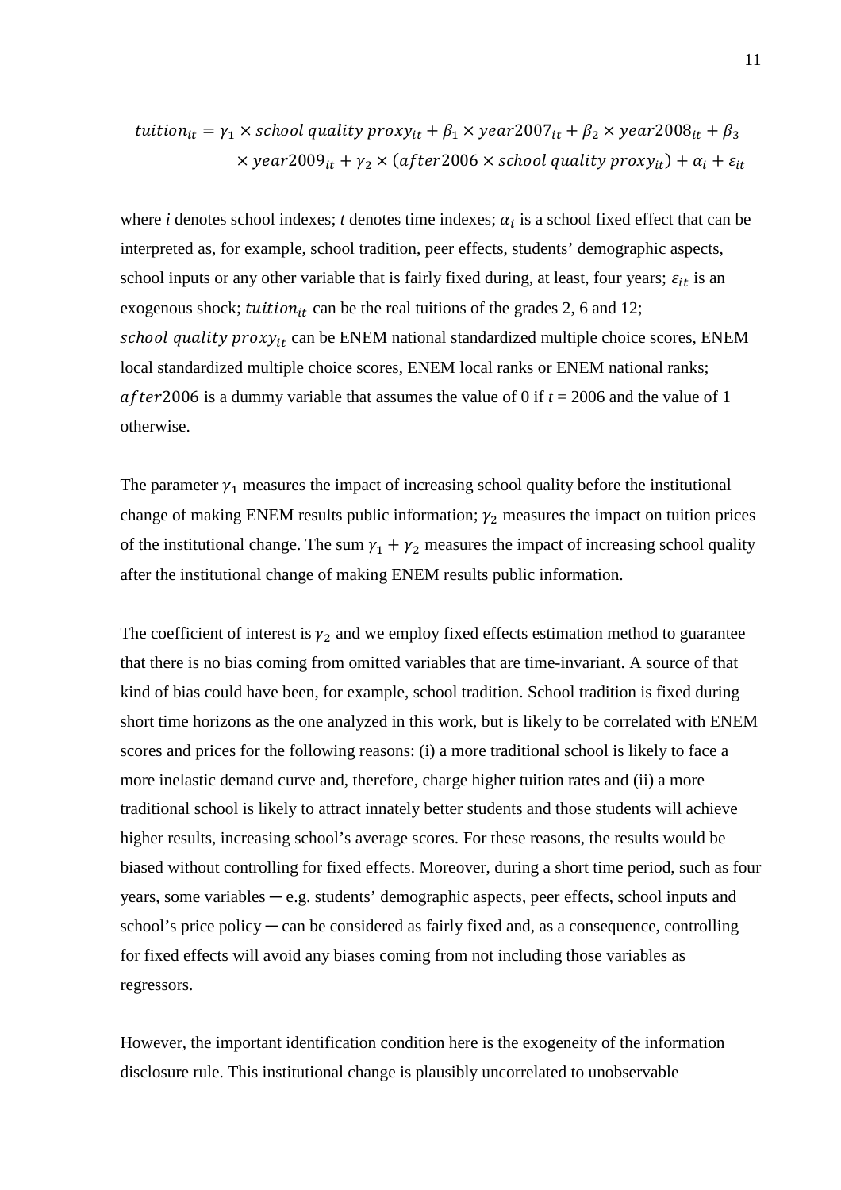$$tuition_{it} = \gamma_1 \times school\ quality\ proxy_{it} + \beta_1 \times year2007_{it} + \beta_2 \times year2008_{it} + \beta_3 \times year2009_{it} + \gamma_2 \times (after2006 \times school\ quality\ proxy_{it}) + \alpha_i + \varepsilon_{it}$$

where *i* denotes school indexes; *t* denotes time indexes; $\alpha_i$ is a school fixed effect that can be interpreted as, for example, school tradition, peer effects, students' demographic aspects, school inputs or any other variable that is fairly fixed during, at least, four years; $\varepsilon_{it}$ is an exogenous shock; $tuition_{it}$ can be the real tuitions of the grades 2, 6 and 12; $school\ quality\ proxy_{it}$ can be ENEM national standardized multiple choice scores, ENEM local standardized multiple choice scores, ENEM local ranks or ENEM national ranks; $after2006$ is a dummy variable that assumes the value of 0 if $t = 2006$ and the value of 1 otherwise.

The parameter $\gamma_1$ measures the impact of increasing school quality before the institutional change of making ENEM results public information; $\gamma_2$ measures the impact on tuition prices of the institutional change. The sum $\gamma_1 + \gamma_2$ measures the impact of increasing school quality after the institutional change of making ENEM results public information.

The coefficient of interest is $\gamma_2$ and we employ fixed effects estimation method to guarantee that there is no bias coming from omitted variables that are time-invariant. A source of that kind of bias could have been, for example, school tradition. School tradition is fixed during short time horizons as the one analyzed in this work, but is likely to be correlated with ENEM scores and prices for the following reasons: (i) a more traditional school is likely to face a more inelastic demand curve and, therefore, charge higher tuition rates and (ii) a more traditional school is likely to attract innately better students and those students will achieve higher results, increasing school's average scores. For these reasons, the results would be biased without controlling for fixed effects. Moreover, during a short time period, such as four years, some variables ─ e.g. students' demographic aspects, peer effects, school inputs and school's price policy ─ can be considered as fairly fixed and, as a consequence, controlling for fixed effects will avoid any biases coming from not including those variables as regressors.

However, the important identification condition here is the exogeneity of the information disclosure rule. This institutional change is plausibly uncorrelated to unobservable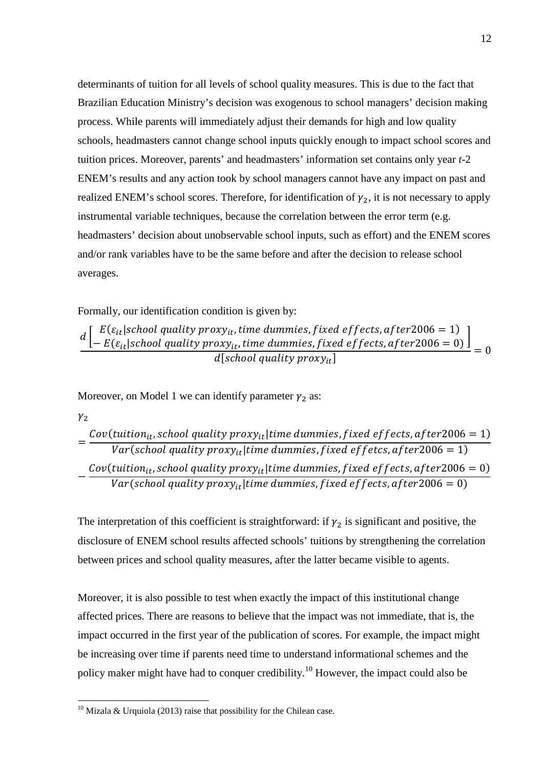determinants of tuition for all levels of school quality measures. This is due to the fact that Brazilian Education Ministry's decision was exogenous to school managers' decision making process. While parents will immediately adjust their demands for high and low quality schools, headmasters cannot change school inputs quickly enough to impact school scores and tuition prices. Moreover, parents' and headmasters' information set contains only year *t*-2 ENEM's results and any action took by school managers cannot have any impact on past and realized ENEM's school scores. Therefore, for identification of $\gamma_2$, it is not necessary to apply instrumental variable techniques, because the correlation between the error term (e.g. headmasters' decision about unobservable school inputs, such as effort) and the ENEM scores and/or rank variables have to be the same before and after the decision to release school averages.

Formally, our identification condition is given by:

$$\frac{d\begin{bmatrix} E(\varepsilon_{it}|school\ quality\ proxy_{it}, time\ dummies, fixed\ effects, after2006 = 1) \\ -\ E(\varepsilon_{it}|school\ quality\ proxy_{it}, time\ dummies, fixed\ effects, after2006 = 0) \end{bmatrix}}{d[school\ quality\ proxy_{it}]} = 0$$

Moreover, on Model 1 we can identify parameter $\gamma_2$ as:

$$\gamma_2 = \frac{Cov(tuition_{it}, school\ quality\ proxy_{it}|time\ dummies, fixed\ effects, after2006 = 1)}{Var(school\ quality\ proxy_{it}|time\ dummies, fixed\ effetcs, after2006 = 1)} - \frac{Cov(tuition_{it}, school\ quality\ proxy_{it}|time\ dummies, fixed\ effects, after2006 = 0)}{Var(school\ quality\ proxy_{it}|time\ dummies, fixed\ effects, after2006 = 0)}$$

The interpretation of this coefficient is straightforward: if $\gamma_2$ is significant and positive, the disclosure of ENEM school results affected schools' tuitions by strengthening the correlation between prices and school quality measures, after the latter became visible to agents.

Moreover, it is also possible to test when exactly the impact of this institutional change affected prices. There are reasons to believe that the impact was not immediate, that is, the impact occurred in the first year of the publication of scores. For example, the impact might be increasing over time if parents need time to understand informational schemes and the policy maker might have had to conquer credibility.[10] However, the impact could also be

[10] Mizala & Urquiola (2013) raise that possibility for the Chilean case.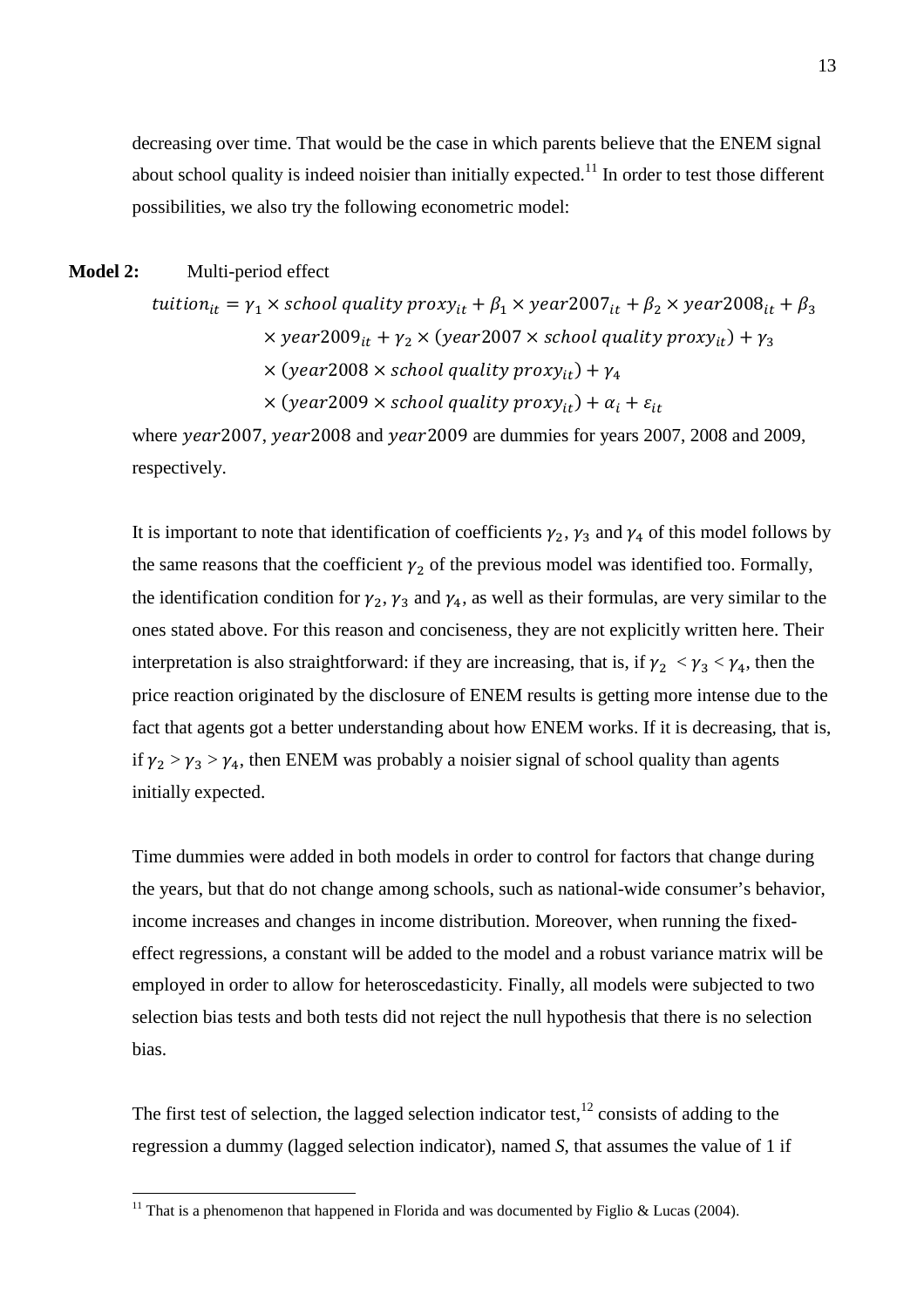decreasing over time. That would be the case in which parents believe that the ENEM signal about school quality is indeed noisier than initially expected.[11] In order to test those different possibilities, we also try the following econometric model:

**Model 2:** Multi-period effect

$$tuition_{it} = \gamma_1 \times school\ quality\ proxy_{it} + \beta_1 \times year2007_{it} + \beta_2 \times year2008_{it} + \beta_3 \times year2009_{it} + \gamma_2 \times (year2007 \times school\ quality\ proxy_{it}) + \gamma_3 \times (year2008 \times school\ quality\ proxy_{it}) + \gamma_4 \times (year2009 \times school\ quality\ proxy_{it}) + \alpha_i + \varepsilon_{it}$$

where $year2007$, $year2008$ and $year2009$ are dummies for years 2007, 2008 and 2009, respectively.

It is important to note that identification of coefficients $\gamma_2$, $\gamma_3$ and $\gamma_4$ of this model follows by the same reasons that the coefficient $\gamma_2$ of the previous model was identified too. Formally, the identification condition for $\gamma_2$, $\gamma_3$ and $\gamma_4$, as well as their formulas, are very similar to the ones stated above. For this reason and conciseness, they are not explicitly written here. Their interpretation is also straightforward: if they are increasing, that is, if $\gamma_2 < \gamma_3 < \gamma_4$, then the price reaction originated by the disclosure of ENEM results is getting more intense due to the fact that agents got a better understanding about how ENEM works. If it is decreasing, that is, if $\gamma_2 > \gamma_3 > \gamma_4$, then ENEM was probably a noisier signal of school quality than agents initially expected.

Time dummies were added in both models in order to control for factors that change during the years, but that do not change among schools, such as national-wide consumer's behavior, income increases and changes in income distribution. Moreover, when running the fixed-effect regressions, a constant will be added to the model and a robust variance matrix will be employed in order to allow for heteroscedasticity. Finally, all models were subjected to two selection bias tests and both tests did not reject the null hypothesis that there is no selection bias.

The first test of selection, the lagged selection indicator test,[12] consists of adding to the regression a dummy (lagged selection indicator), named *S*, that assumes the value of 1 if

[11] That is a phenomenon that happened in Florida and was documented by Figlio & Lucas (2004).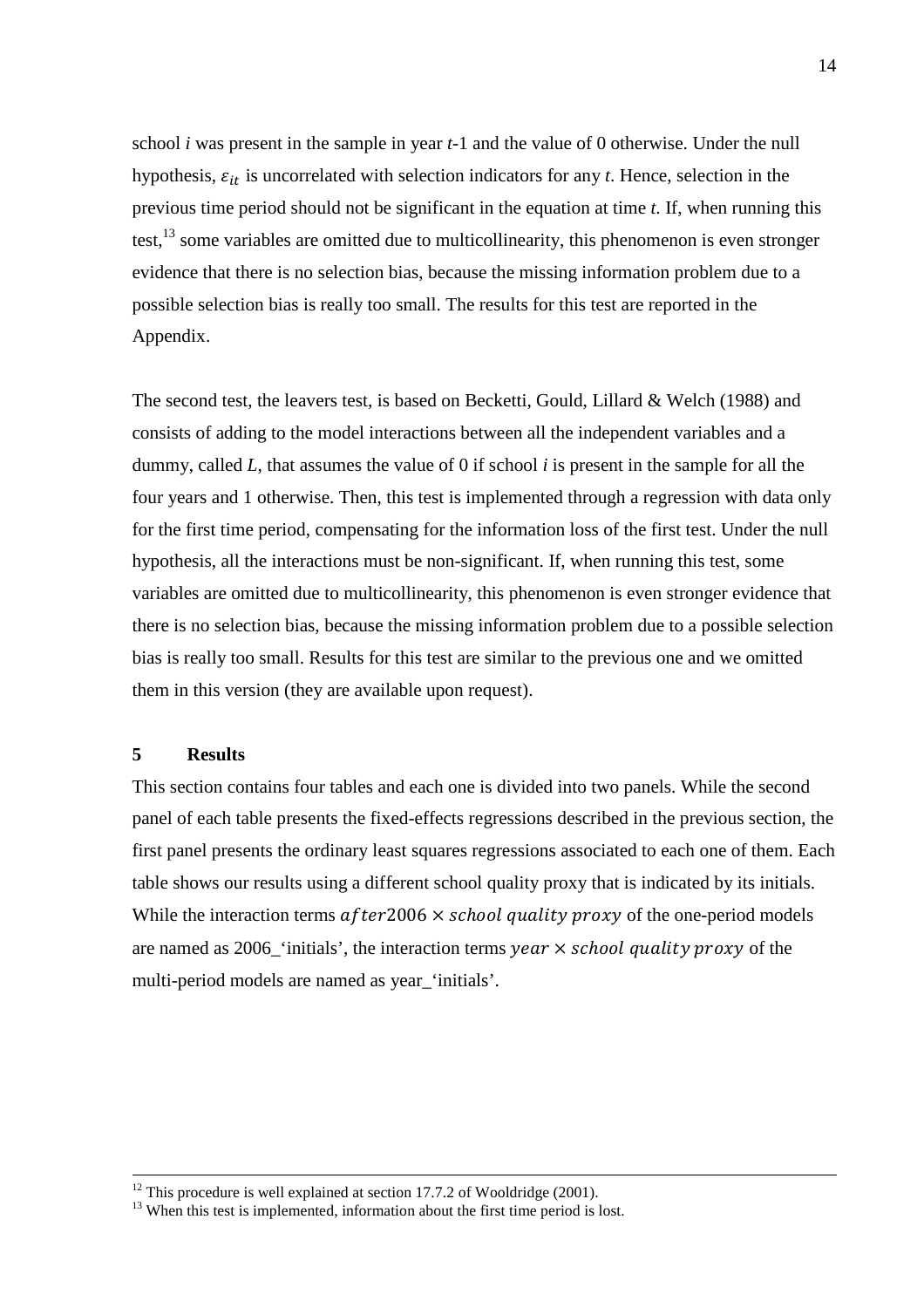school *i* was present in the sample in year *t*-1 and the value of 0 otherwise. Under the null hypothesis, $\varepsilon_{it}$ is uncorrelated with selection indicators for any *t*. Hence, selection in the previous time period should not be significant in the equation at time *t*. If, when running this test,[13] some variables are omitted due to multicollinearity, this phenomenon is even stronger evidence that there is no selection bias, because the missing information problem due to a possible selection bias is really too small. The results for this test are reported in the Appendix.

The second test, the leavers test, is based on Becketti, Gould, Lillard & Welch (1988) and consists of adding to the model interactions between all the independent variables and a dummy, called *L*, that assumes the value of 0 if school *i* is present in the sample for all the four years and 1 otherwise. Then, this test is implemented through a regression with data only for the first time period, compensating for the information loss of the first test. Under the null hypothesis, all the interactions must be non-significant. If, when running this test, some variables are omitted due to multicollinearity, this phenomenon is even stronger evidence that there is no selection bias, because the missing information problem due to a possible selection bias is really too small. Results for this test are similar to the previous one and we omitted them in this version (they are available upon request).

## 5 Results

This section contains four tables and each one is divided into two panels. While the second panel of each table presents the fixed-effects regressions described in the previous section, the first panel presents the ordinary least squares regressions associated to each one of them. Each table shows our results using a different school quality proxy that is indicated by its initials. While the interaction terms $after2006 \times school\ quality\ proxy$ of the one-period models are named as 2006_'initials', the interaction terms $year \times school\ quality\ proxy$ of the multi-period models are named as year_'initials'.

[12] This procedure is well explained at section 17.7.2 of Wooldridge (2001).

[13] When this test is implemented, information about the first time period is lost.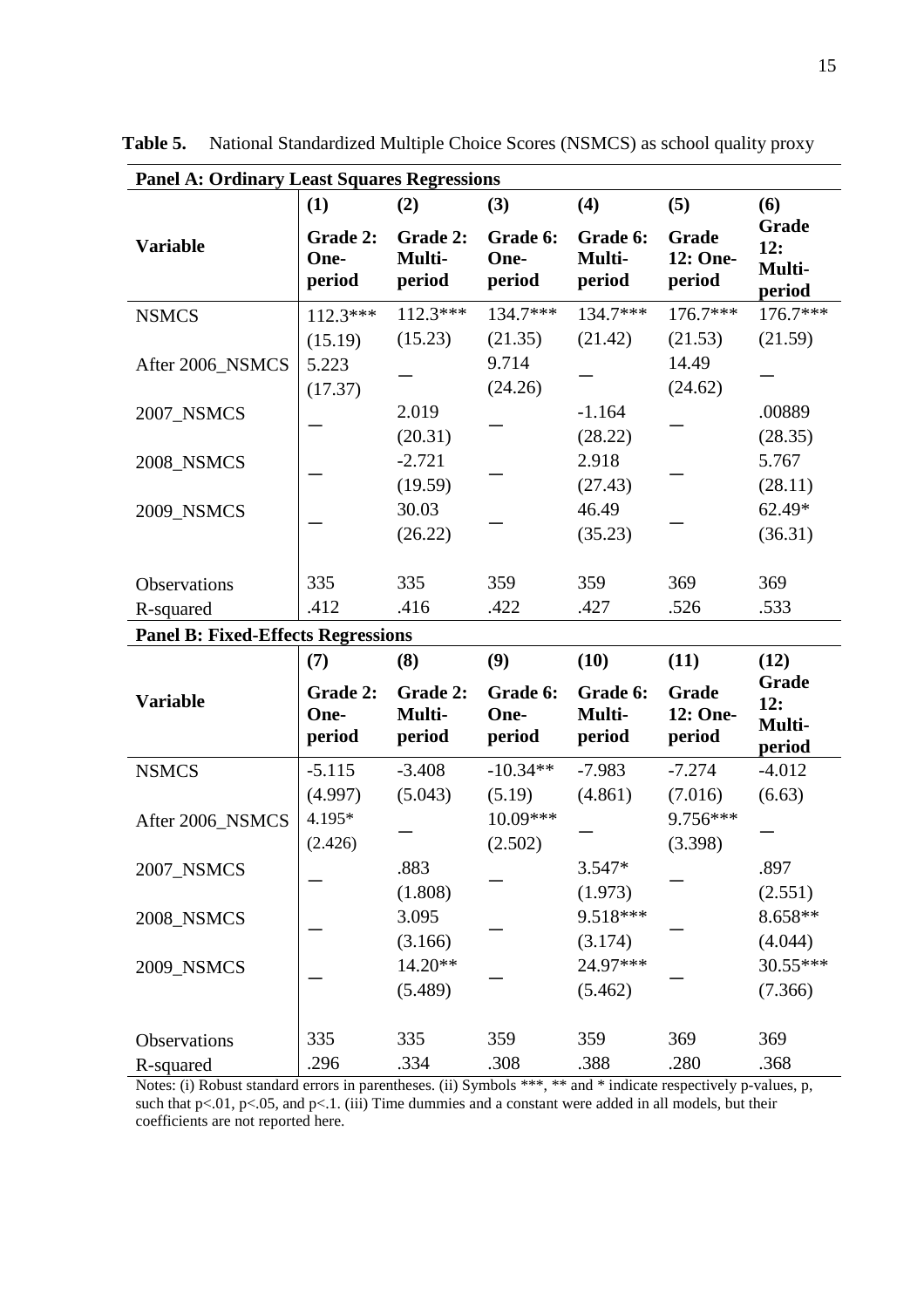**Table 5.** National Standardized Multiple Choice Scores (NSMCS) as school quality proxy

| **Panel A: Ordinary Least Squares Regressions** | | | | | | |
|---|---|---|---|---|---|---|
| | **(1)** | **(2)** | **(3)** | **(4)** | **(5)** | **(6)** |
| **Variable** | **Grade 2: One-period** | **Grade 2: Multi-period** | **Grade 6: One-period** | **Grade 6: Multi-period** | **Grade 12: One-period** | **Grade 12: Multi-period** |
| NSMCS | 112.3*** | 112.3*** | 134.7*** | 134.7*** | 176.7*** | 176.7*** |
| | (15.19) | (15.23) | (21.35) | (21.42) | (21.53) | (21.59) |
| After 2006_NSMCS | 5.223 | — | 9.714 | — | 14.49 | — |
| | (17.37) | | (24.26) | | (24.62) | |
| 2007_NSMCS | — | 2.019 | — | -1.164 | — | .00889 |
| | | (20.31) | | (28.22) | | (28.35) |
| 2008_NSMCS | — | -2.721 | — | 2.918 | — | 5.767 |
| | | (19.59) | | (27.43) | | (28.11) |
| 2009_NSMCS | — | 30.03 | — | 46.49 | — | 62.49* |
| | | (26.22) | | (35.23) | | (36.31) |
| Observations | 335 | 335 | 359 | 359 | 369 | 369 |
| R-squared | .412 | .416 | .422 | .427 | .526 | .533 |
| **Panel B: Fixed-Effects Regressions** | | | | | | |
| | **(7)** | **(8)** | **(9)** | **(10)** | **(11)** | **(12)** |
| **Variable** | **Grade 2: One-period** | **Grade 2: Multi-period** | **Grade 6: One-period** | **Grade 6: Multi-period** | **Grade 12: One-period** | **Grade 12: Multi-period** |
| NSMCS | -5.115 | -3.408 | -10.34** | -7.983 | -7.274 | -4.012 |
| | (4.997) | (5.043) | (5.19) | (4.861) | (7.016) | (6.63) |
| After 2006_NSMCS | 4.195* | — | 10.09*** | — | 9.756*** | — |
| | (2.426) | | (2.502) | | (3.398) | |
| 2007_NSMCS | — | .883 | — | 3.547* | — | .897 |
| | | (1.808) | | (1.973) | | (2.551) |
| 2008_NSMCS | — | 3.095 | — | 9.518*** | — | 8.658** |
| | | (3.166) | | (3.174) | | (4.044) |
| 2009_NSMCS | — | 14.20** | — | 24.97*** | — | 30.55*** |
| | | (5.489) | | (5.462) | | (7.366) |
| Observations | 335 | 335 | 359 | 359 | 369 | 369 |
| R-squared | .296 | .334 | .308 | .388 | .280 | .368 |

Notes: (i) Robust standard errors in parentheses. (ii) Symbols ***, ** and * indicate respectively p-values, p, such that p<.01, p<.05, and p<.1. (iii) Time dummies and a constant were added in all models, but their coefficients are not reported here.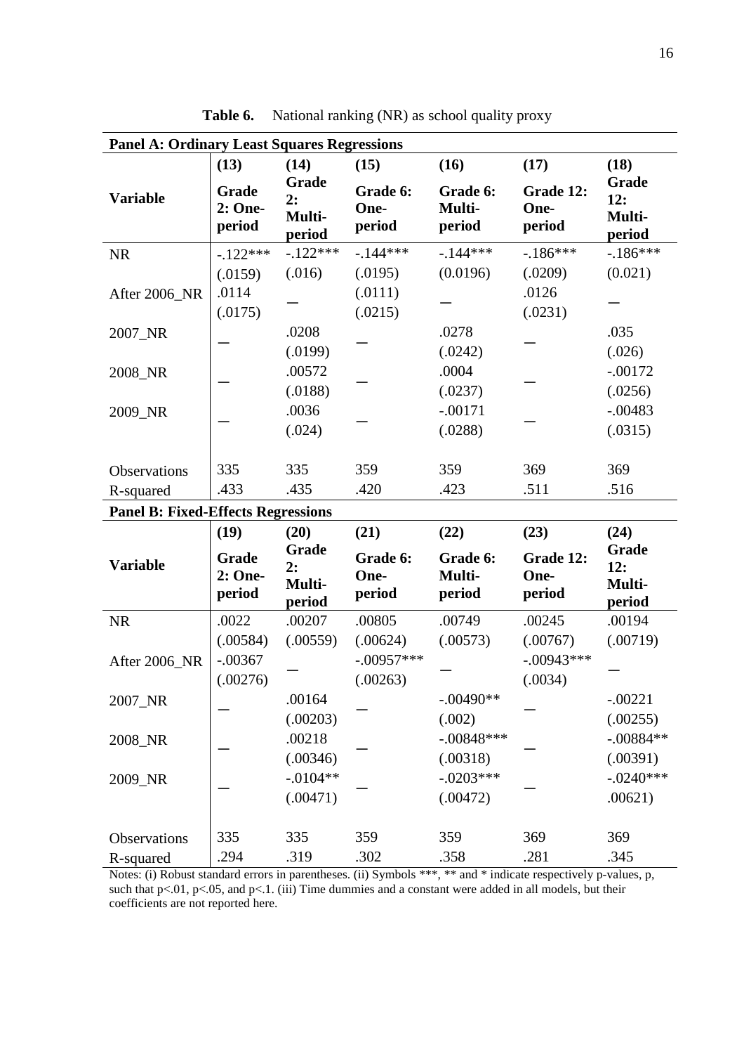**Table 6.** National ranking (NR) as school quality proxy

| **Panel A: Ordinary Least Squares Regressions** | | | | | | |
|---|---|---|---|---|---|---|
| **Variable** | **(13)** **Grade 2: One-period** | **(14)** **Grade 2: Multi-period** | **(15)** **Grade 6: One-period** | **(16)** **Grade 6: Multi-period** | **(17)** **Grade 12: One-period** | **(18)** **Grade 12: Multi-period** |
| NR | -.122*** | -.122*** | -.144*** | -.144*** | -.186*** | -.186*** |
| | (.0159) | (.016) | (.0195) | (0.0196) | (.0209) | (0.021) |
| After 2006_NR | .0114 | — | (.0111) | — | .0126 | — |
| | (.0175) | | (.0215) | | (.0231) | |
| 2007_NR | — | .0208 | — | .0278 | — | .035 |
| | | (.0199) | | (.0242) | | (.026) |
| 2008_NR | — | .00572 | — | .0004 | — | -.00172 |
| | | (.0188) | | (.0237) | | (.0256) |
| 2009_NR | — | .0036 | — | -.00171 | — | -.00483 |
| | | (.024) | | (.0288) | | (.0315) |
| Observations | 335 | 335 | 359 | 359 | 369 | 369 |
| R-squared | .433 | .435 | .420 | .423 | .511 | .516 |
| **Panel B: Fixed-Effects Regressions** | | | | | | |
| **Variable** | **(19)** **Grade 2: One-period** | **(20)** **Grade 2: Multi-period** | **(21)** **Grade 6: One-period** | **(22)** **Grade 6: Multi-period** | **(23)** **Grade 12: One-period** | **(24)** **Grade 12: Multi-period** |
| NR | .0022 | .00207 | .00805 | .00749 | .00245 | .00194 |
| | (.00584) | (.00559) | (.00624) | (.00573) | (.00767) | (.00719) |
| After 2006_NR | -.00367 | — | -.00957*** | — | -.00943*** | — |
| | (.00276) | | (.00263) | | (.0034) | |
| 2007_NR | — | .00164 | — | -.00490** | — | -.00221 |
| | | (.00203) | | (.002) | | (.00255) |
| 2008_NR | — | .00218 | — | -.00848*** | — | -.00884** |
| | | (.00346) | | (.00318) | | (.00391) |
| 2009_NR | — | -.0104** | — | -.0203*** | — | -.0240*** |
| | | (.00471) | | (.00472) | | .00621) |
| Observations | 335 | 335 | 359 | 359 | 369 | 369 |
| R-squared | .294 | .319 | .302 | .358 | .281 | .345 |

Notes: (i) Robust standard errors in parentheses. (ii) Symbols ***, ** and * indicate respectively p-values, p, such that p<.01, p<.05, and p<.1. (iii) Time dummies and a constant were added in all models, but their coefficients are not reported here.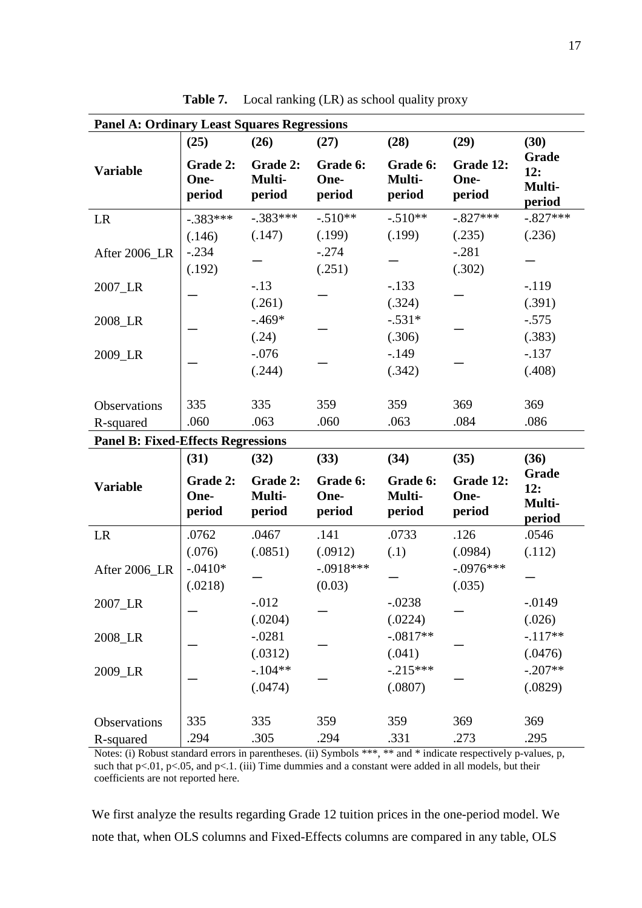**Table 7.** Local ranking (LR) as school quality proxy

| **Panel A: Ordinary Least Squares Regressions** | | | | | | |
|---|---|---|---|---|---|---|
| | **(25)** | **(26)** | **(27)** | **(28)** | **(29)** | **(30)** |
| **Variable** | **Grade 2: One-period** | **Grade 2: Multi-period** | **Grade 6: One-period** | **Grade 6: Multi-period** | **Grade 12: One-period** | **Grade 12: Multi-period** |
| LR | -.383*** | -.383*** | -.510** | -.510** | -.827*** | -.827*** |
| | (.146) | (.147) | (.199) | (.199) | (.235) | (.236) |
| After 2006_LR | -.234 | — | -.274 | — | -.281 | — |
| | (.192) | | (.251) | | (.302) | |
| 2007_LR | — | -.13 | — | -.133 | — | -.119 |
| | | (.261) | | (.324) | | (.391) |
| 2008_LR | — | -.469* | — | -.531* | — | -.575 |
| | | (.24) | | (.306) | | (.383) |
| 2009_LR | — | -.076 | — | -.149 | — | -.137 |
| | | (.244) | | (.342) | | (.408) |
| Observations | 335 | 335 | 359 | 359 | 369 | 369 |
| R-squared | .060 | .063 | .060 | .063 | .084 | .086 |
| **Panel B: Fixed-Effects Regressions** | | | | | | |
| | **(31)** | **(32)** | **(33)** | **(34)** | **(35)** | **(36)** |
| **Variable** | **Grade 2: One-period** | **Grade 2: Multi-period** | **Grade 6: One-period** | **Grade 6: Multi-period** | **Grade 12: One-period** | **Grade 12: Multi-period** |
| LR | .0762 | .0467 | .141 | .0733 | .126 | .0546 |
| | (.076) | (.0851) | (.0912) | (.1) | (.0984) | (.112) |
| After 2006_LR | -.0410* | — | -.0918*** | — | -.0976*** | — |
| | (.0218) | | (0.03) | | (.035) | |
| 2007_LR | — | -.012 | — | -.0238 | — | -.0149 |
| | | (.0204) | | (.0224) | | (.026) |
| 2008_LR | — | -.0281 | — | -.0817** | — | -.117** |
| | | (.0312) | | (.041) | | (.0476) |
| 2009_LR | — | -.104** | — | -.215*** | — | -.207** |
| | | (.0474) | | (.0807) | | (.0829) |
| Observations | 335 | 335 | 359 | 359 | 369 | 369 |
| R-squared | .294 | .305 | .294 | .331 | .273 | .295 |

Notes: (i) Robust standard errors in parentheses. (ii) Symbols ***, ** and * indicate respectively p-values, p, such that $p<.01$, $p<.05$, and $p<.1$. (iii) Time dummies and a constant were added in all models, but their coefficients are not reported here.

We first analyze the results regarding Grade 12 tuition prices in the one-period model. We note that, when OLS columns and Fixed-Effects columns are compared in any table, OLS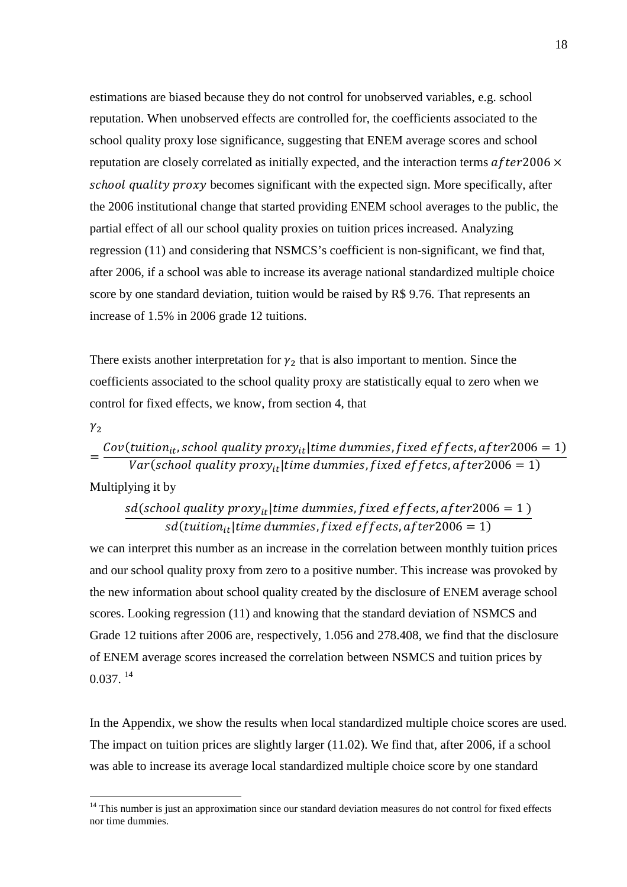estimations are biased because they do not control for unobserved variables, e.g. school reputation. When unobserved effects are controlled for, the coefficients associated to the school quality proxy lose significance, suggesting that ENEM average scores and school reputation are closely correlated as initially expected, and the interaction terms $after2006 \times school\ quality\ proxy$ becomes significant with the expected sign. More specifically, after the 2006 institutional change that started providing ENEM school averages to the public, the partial effect of all our school quality proxies on tuition prices increased. Analyzing regression (11) and considering that NSMCS's coefficient is non-significant, we find that, after 2006, if a school was able to increase its average national standardized multiple choice score by one standard deviation, tuition would be raised by R$ 9.76. That represents an increase of 1.5% in 2006 grade 12 tuitions.

There exists another interpretation for $\gamma_2$ that is also important to mention. Since the coefficients associated to the school quality proxy are statistically equal to zero when we control for fixed effects, we know, from section 4, that

$$\gamma_2 = \frac{Cov(tuition_{it}, school\ quality\ proxy_{it} | time\ dummies, fixed\ effects, after2006 = 1)}{Var(school\ quality\ proxy_{it} | time\ dummies, fixed\ effetcs, after2006 = 1)}$$

Multiplying it by

$$\frac{sd(school\ quality\ proxy_{it} | time\ dummies, fixed\ effects, after2006 = 1\ )}{sd(tuition_{it} | time\ dummies, fixed\ effects, after2006 = 1)}$$

we can interpret this number as an increase in the correlation between monthly tuition prices and our school quality proxy from zero to a positive number. This increase was provoked by the new information about school quality created by the disclosure of ENEM average school scores. Looking regression (11) and knowing that the standard deviation of NSMCS and Grade 12 tuitions after 2006 are, respectively, 1.056 and 278.408, we find that the disclosure of ENEM average scores increased the correlation between NSMCS and tuition prices by 0.037. [14]

In the Appendix, we show the results when local standardized multiple choice scores are used. The impact on tuition prices are slightly larger (11.02). We find that, after 2006, if a school was able to increase its average local standardized multiple choice score by one standard

[14] This number is just an approximation since our standard deviation measures do not control for fixed effects nor time dummies.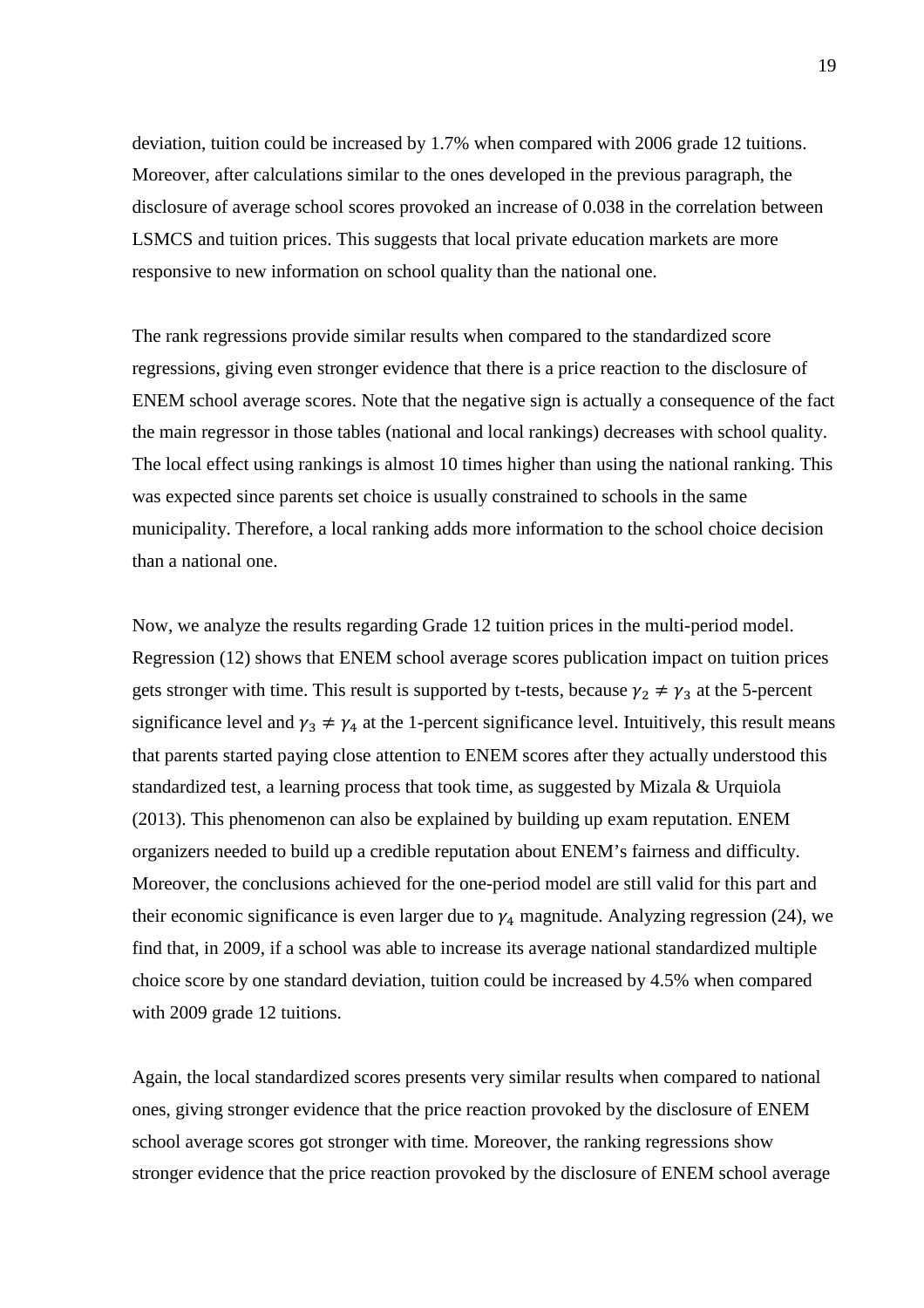deviation, tuition could be increased by 1.7% when compared with 2006 grade 12 tuitions. Moreover, after calculations similar to the ones developed in the previous paragraph, the disclosure of average school scores provoked an increase of 0.038 in the correlation between LSMCS and tuition prices. This suggests that local private education markets are more responsive to new information on school quality than the national one.

The rank regressions provide similar results when compared to the standardized score regressions, giving even stronger evidence that there is a price reaction to the disclosure of ENEM school average scores. Note that the negative sign is actually a consequence of the fact the main regressor in those tables (national and local rankings) decreases with school quality. The local effect using rankings is almost 10 times higher than using the national ranking. This was expected since parents set choice is usually constrained to schools in the same municipality. Therefore, a local ranking adds more information to the school choice decision than a national one.

Now, we analyze the results regarding Grade 12 tuition prices in the multi-period model. Regression (12) shows that ENEM school average scores publication impact on tuition prices gets stronger with time. This result is supported by t-tests, because $\gamma_2 \neq \gamma_3$ at the 5-percent significance level and $\gamma_3 \neq \gamma_4$ at the 1-percent significance level. Intuitively, this result means that parents started paying close attention to ENEM scores after they actually understood this standardized test, a learning process that took time, as suggested by Mizala & Urquiola (2013). This phenomenon can also be explained by building up exam reputation. ENEM organizers needed to build up a credible reputation about ENEM's fairness and difficulty. Moreover, the conclusions achieved for the one-period model are still valid for this part and their economic significance is even larger due to $\gamma_4$ magnitude. Analyzing regression (24), we find that, in 2009, if a school was able to increase its average national standardized multiple choice score by one standard deviation, tuition could be increased by 4.5% when compared with 2009 grade 12 tuitions.

Again, the local standardized scores presents very similar results when compared to national ones, giving stronger evidence that the price reaction provoked by the disclosure of ENEM school average scores got stronger with time. Moreover, the ranking regressions show stronger evidence that the price reaction provoked by the disclosure of ENEM school average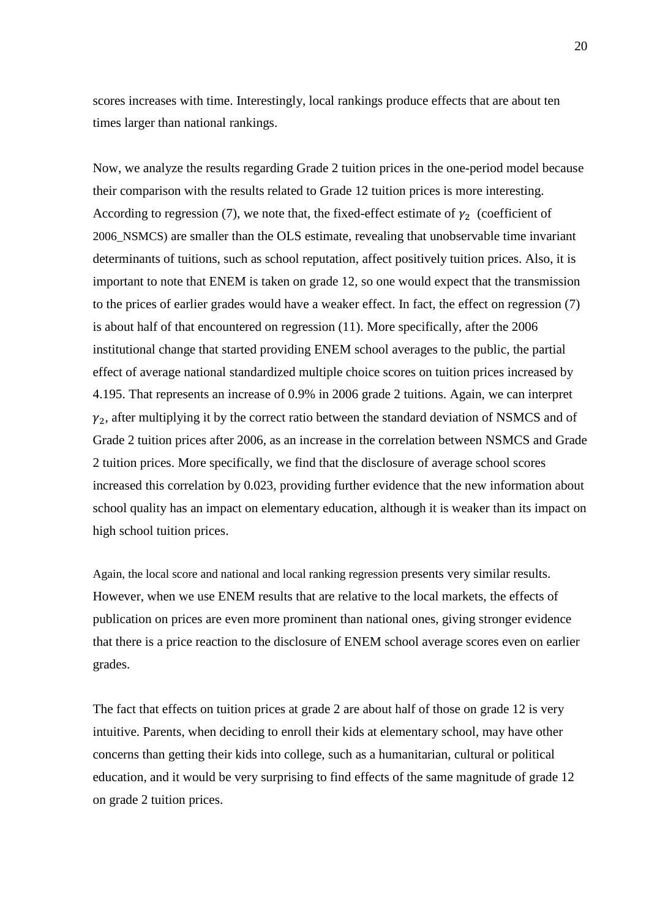scores increases with time. Interestingly, local rankings produce effects that are about ten times larger than national rankings.

Now, we analyze the results regarding Grade 2 tuition prices in the one-period model because their comparison with the results related to Grade 12 tuition prices is more interesting. According to regression (7), we note that, the fixed-effect estimate of $\gamma_2$ (coefficient of 2006_NSMCS) are smaller than the OLS estimate, revealing that unobservable time invariant determinants of tuitions, such as school reputation, affect positively tuition prices. Also, it is important to note that ENEM is taken on grade 12, so one would expect that the transmission to the prices of earlier grades would have a weaker effect. In fact, the effect on regression (7) is about half of that encountered on regression (11). More specifically, after the 2006 institutional change that started providing ENEM school averages to the public, the partial effect of average national standardized multiple choice scores on tuition prices increased by 4.195. That represents an increase of 0.9% in 2006 grade 2 tuitions. Again, we can interpret $\gamma_2$, after multiplying it by the correct ratio between the standard deviation of NSMCS and of Grade 2 tuition prices after 2006, as an increase in the correlation between NSMCS and Grade 2 tuition prices. More specifically, we find that the disclosure of average school scores increased this correlation by 0.023, providing further evidence that the new information about school quality has an impact on elementary education, although it is weaker than its impact on high school tuition prices.

Again, the local score and national and local ranking regression presents very similar results. However, when we use ENEM results that are relative to the local markets, the effects of publication on prices are even more prominent than national ones, giving stronger evidence that there is a price reaction to the disclosure of ENEM school average scores even on earlier grades.

The fact that effects on tuition prices at grade 2 are about half of those on grade 12 is very intuitive. Parents, when deciding to enroll their kids at elementary school, may have other concerns than getting their kids into college, such as a humanitarian, cultural or political education, and it would be very surprising to find effects of the same magnitude of grade 12 on grade 2 tuition prices.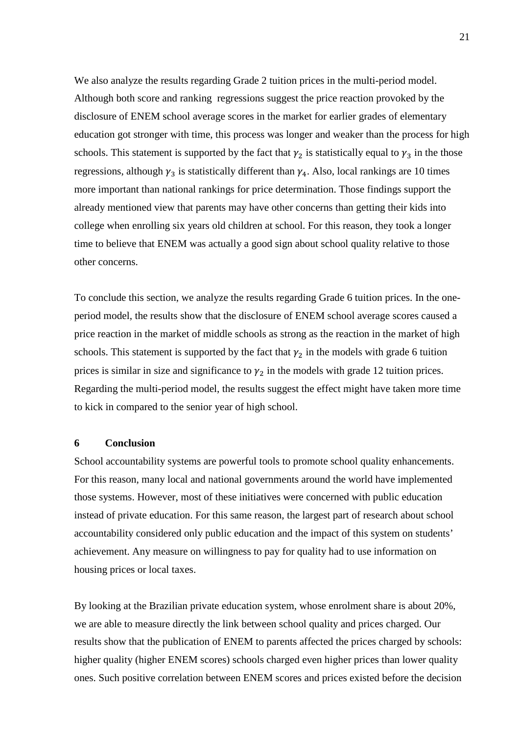We also analyze the results regarding Grade 2 tuition prices in the multi-period model. Although both score and ranking  regressions suggest the price reaction provoked by the disclosure of ENEM school average scores in the market for earlier grades of elementary education got stronger with time, this process was longer and weaker than the process for high schools. This statement is supported by the fact that $\gamma_2$ is statistically equal to $\gamma_3$ in the those regressions, although $\gamma_3$ is statistically different than $\gamma_4$. Also, local rankings are 10 times more important than national rankings for price determination. Those findings support the already mentioned view that parents may have other concerns than getting their kids into college when enrolling six years old children at school. For this reason, they took a longer time to believe that ENEM was actually a good sign about school quality relative to those other concerns.

To conclude this section, we analyze the results regarding Grade 6 tuition prices. In the one-period model, the results show that the disclosure of ENEM school average scores caused a price reaction in the market of middle schools as strong as the reaction in the market of high schools. This statement is supported by the fact that $\gamma_2$ in the models with grade 6 tuition prices is similar in size and significance to $\gamma_2$ in the models with grade 12 tuition prices. Regarding the multi-period model, the results suggest the effect might have taken more time to kick in compared to the senior year of high school.

## 6 Conclusion

School accountability systems are powerful tools to promote school quality enhancements. For this reason, many local and national governments around the world have implemented those systems. However, most of these initiatives were concerned with public education instead of private education. For this same reason, the largest part of research about school accountability considered only public education and the impact of this system on students' achievement. Any measure on willingness to pay for quality had to use information on housing prices or local taxes.

By looking at the Brazilian private education system, whose enrolment share is about 20%, we are able to measure directly the link between school quality and prices charged. Our results show that the publication of ENEM to parents affected the prices charged by schools: higher quality (higher ENEM scores) schools charged even higher prices than lower quality ones. Such positive correlation between ENEM scores and prices existed before the decision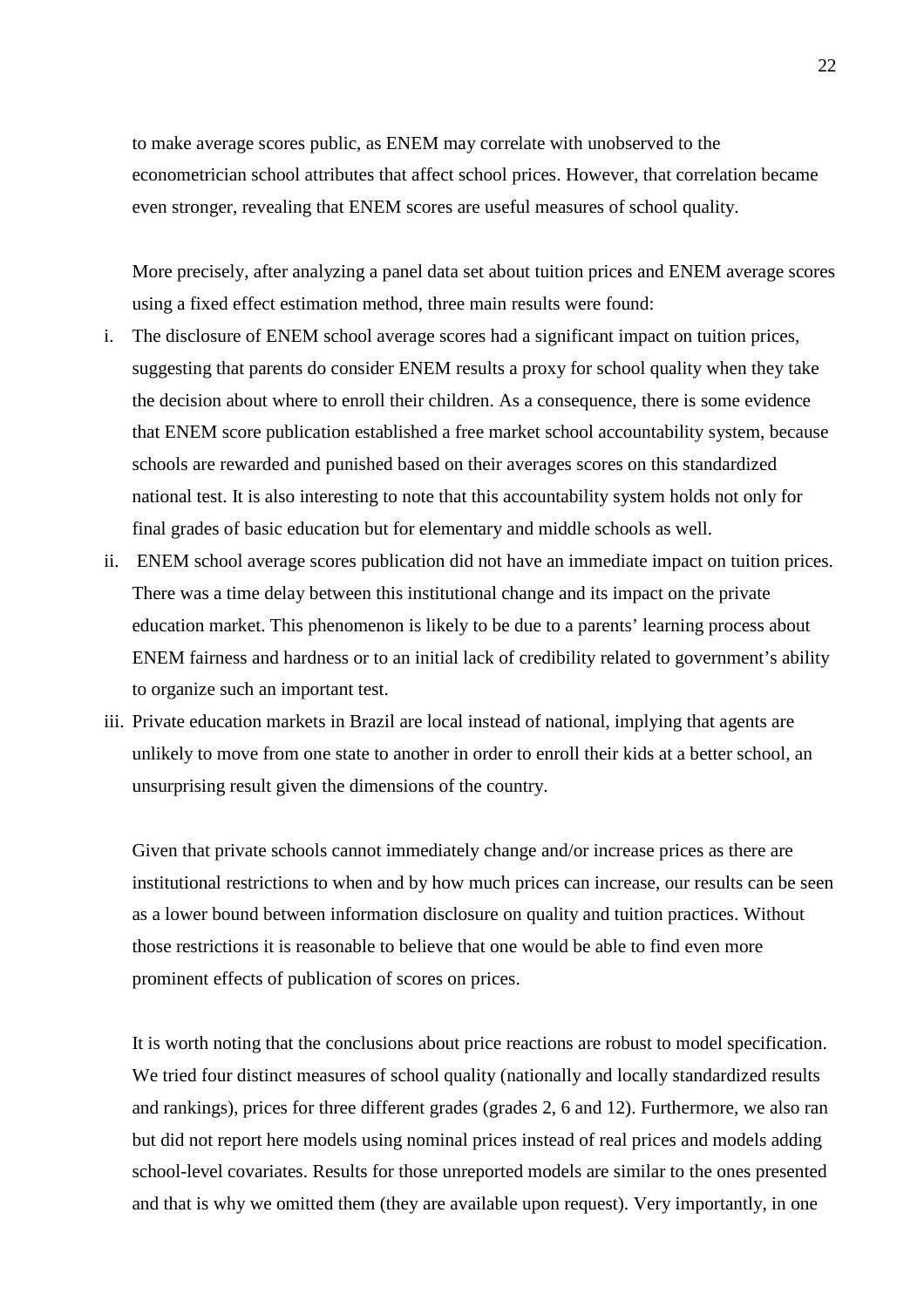to make average scores public, as ENEM may correlate with unobserved to the econometrician school attributes that affect school prices. However, that correlation became even stronger, revealing that ENEM scores are useful measures of school quality.

More precisely, after analyzing a panel data set about tuition prices and ENEM average scores using a fixed effect estimation method, three main results were found:

i. The disclosure of ENEM school average scores had a significant impact on tuition prices, suggesting that parents do consider ENEM results a proxy for school quality when they take the decision about where to enroll their children. As a consequence, there is some evidence that ENEM score publication established a free market school accountability system, because schools are rewarded and punished based on their averages scores on this standardized national test. It is also interesting to note that this accountability system holds not only for final grades of basic education but for elementary and middle schools as well.
ii. ENEM school average scores publication did not have an immediate impact on tuition prices. There was a time delay between this institutional change and its impact on the private education market. This phenomenon is likely to be due to a parents' learning process about ENEM fairness and hardness or to an initial lack of credibility related to government's ability to organize such an important test.
iii. Private education markets in Brazil are local instead of national, implying that agents are unlikely to move from one state to another in order to enroll their kids at a better school, an unsurprising result given the dimensions of the country.

Given that private schools cannot immediately change and/or increase prices as there are institutional restrictions to when and by how much prices can increase, our results can be seen as a lower bound between information disclosure on quality and tuition practices. Without those restrictions it is reasonable to believe that one would be able to find even more prominent effects of publication of scores on prices.

It is worth noting that the conclusions about price reactions are robust to model specification. We tried four distinct measures of school quality (nationally and locally standardized results and rankings), prices for three different grades (grades 2, 6 and 12). Furthermore, we also ran but did not report here models using nominal prices instead of real prices and models adding school-level covariates. Results for those unreported models are similar to the ones presented and that is why we omitted them (they are available upon request). Very importantly, in one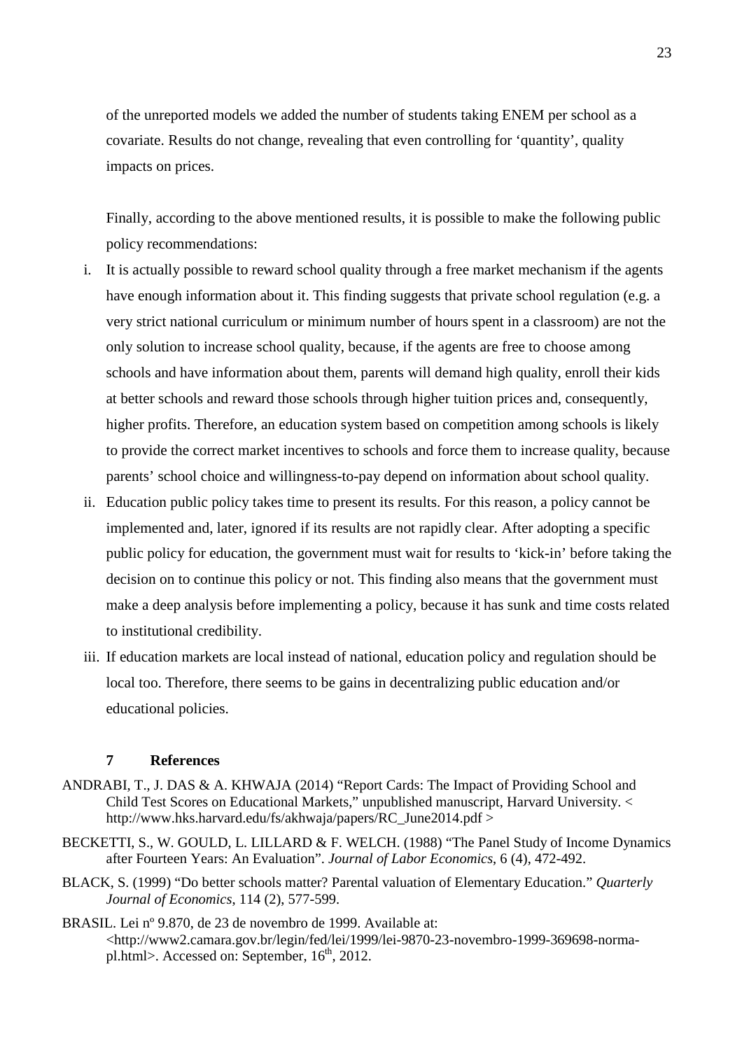of the unreported models we added the number of students taking ENEM per school as a covariate. Results do not change, revealing that even controlling for 'quantity', quality impacts on prices.

Finally, according to the above mentioned results, it is possible to make the following public policy recommendations:

i. It is actually possible to reward school quality through a free market mechanism if the agents have enough information about it. This finding suggests that private school regulation (e.g. a very strict national curriculum or minimum number of hours spent in a classroom) are not the only solution to increase school quality, because, if the agents are free to choose among schools and have information about them, parents will demand high quality, enroll their kids at better schools and reward those schools through higher tuition prices and, consequently, higher profits. Therefore, an education system based on competition among schools is likely to provide the correct market incentives to schools and force them to increase quality, because parents' school choice and willingness-to-pay depend on information about school quality.
ii. Education public policy takes time to present its results. For this reason, a policy cannot be implemented and, later, ignored if its results are not rapidly clear. After adopting a specific public policy for education, the government must wait for results to 'kick-in' before taking the decision on to continue this policy or not. This finding also means that the government must make a deep analysis before implementing a policy, because it has sunk and time costs related to institutional credibility.
iii. If education markets are local instead of national, education policy and regulation should be local too. Therefore, there seems to be gains in decentralizing public education and/or educational policies.

## 7 References

ANDRABI, T., J. DAS & A. KHWAJA (2014) "Report Cards: The Impact of Providing School and Child Test Scores on Educational Markets," unpublished manuscript, Harvard University. < http://www.hks.harvard.edu/fs/akhwaja/papers/RC_June2014.pdf >

BECKETTI, S., W. GOULD, L. LILLARD & F. WELCH. (1988) "The Panel Study of Income Dynamics after Fourteen Years: An Evaluation". *Journal of Labor Economics*, 6 (4), 472-492.

BLACK, S. (1999) "Do better schools matter? Parental valuation of Elementary Education." *Quarterly Journal of Economics*, 114 (2), 577-599.

BRASIL. Lei nº 9.870, de 23 de novembro de 1999. Available at: <http://www2.camara.gov.br/legin/fed/lei/1999/lei-9870-23-novembro-1999-369698-norma-pl.html>. Accessed on: September, 16th, 2012.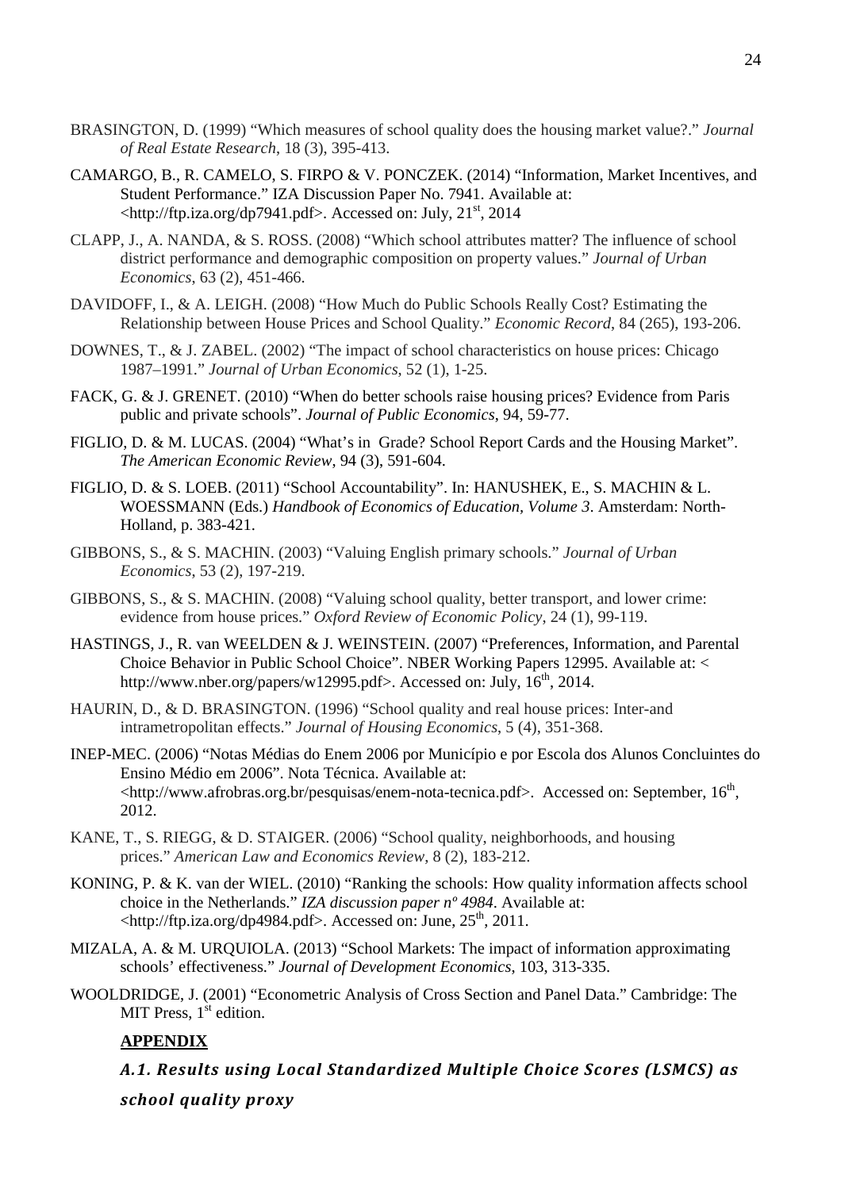BRASINGTON, D. (1999) "Which measures of school quality does the housing market value?." *Journal of Real Estate Research*, 18 (3), 395-413.

CAMARGO, B., R. CAMELO, S. FIRPO & V. PONCZEK. (2014) "Information, Market Incentives, and Student Performance." IZA Discussion Paper No. 7941. Available at: <http://ftp.iza.org/dp7941.pdf>. Accessed on: July, 21st, 2014

CLAPP, J., A. NANDA, & S. ROSS. (2008) "Which school attributes matter? The influence of school district performance and demographic composition on property values." *Journal of Urban Economics*, 63 (2), 451-466.

DAVIDOFF, I., & A. LEIGH. (2008) "How Much do Public Schools Really Cost? Estimating the Relationship between House Prices and School Quality." *Economic Record*, 84 (265), 193-206.

DOWNES, T., & J. ZABEL. (2002) "The impact of school characteristics on house prices: Chicago 1987–1991." *Journal of Urban Economics*, 52 (1), 1-25.

FACK, G. & J. GRENET. (2010) "When do better schools raise housing prices? Evidence from Paris public and private schools". *Journal of Public Economics*, 94, 59-77.

FIGLIO, D. & M. LUCAS. (2004) "What's in Grade? School Report Cards and the Housing Market". *The American Economic Review*, 94 (3), 591-604.

FIGLIO, D. & S. LOEB. (2011) "School Accountability". In: HANUSHEK, E., S. MACHIN & L. WOESSMANN (Eds.) *Handbook of Economics of Education, Volume 3*. Amsterdam: North-Holland, p. 383-421.

GIBBONS, S., & S. MACHIN. (2003) "Valuing English primary schools." *Journal of Urban Economics*, 53 (2), 197-219.

GIBBONS, S., & S. MACHIN. (2008) "Valuing school quality, better transport, and lower crime: evidence from house prices." *Oxford Review of Economic Policy*, 24 (1), 99-119.

HASTINGS, J., R. van WEELDEN & J. WEINSTEIN. (2007) "Preferences, Information, and Parental Choice Behavior in Public School Choice". NBER Working Papers 12995. Available at: < http://www.nber.org/papers/w12995.pdf>. Accessed on: July, 16th, 2014.

HAURIN, D., & D. BRASINGTON. (1996) "School quality and real house prices: Inter-and intrametropolitan effects." *Journal of Housing Economics*, 5 (4), 351-368.

INEP-MEC. (2006) "Notas Médias do Enem 2006 por Município e por Escola dos Alunos Concluintes do Ensino Médio em 2006". Nota Técnica. Available at: <http://www.afrobras.org.br/pesquisas/enem-nota-tecnica.pdf>. Accessed on: September, 16th, 2012.

KANE, T., S. RIEGG, & D. STAIGER. (2006) "School quality, neighborhoods, and housing prices." *American Law and Economics Review*, 8 (2), 183-212.

KONING, P. & K. van der WIEL. (2010) "Ranking the schools: How quality information affects school choice in the Netherlands." *IZA discussion paper nº 4984*. Available at: <http://ftp.iza.org/dp4984.pdf>. Accessed on: June, 25th, 2011.

MIZALA, A. & M. URQUIOLA. (2013) "School Markets: The impact of information approximating schools' effectiveness." *Journal of Development Economics*, 103, 313-335.

WOOLDRIDGE, J. (2001) "Econometric Analysis of Cross Section and Panel Data." Cambridge: The MIT Press, 1st edition.

## APPENDIX

### *A.1. Results using Local Standardized Multiple Choice Scores (LSMCS) as school quality proxy*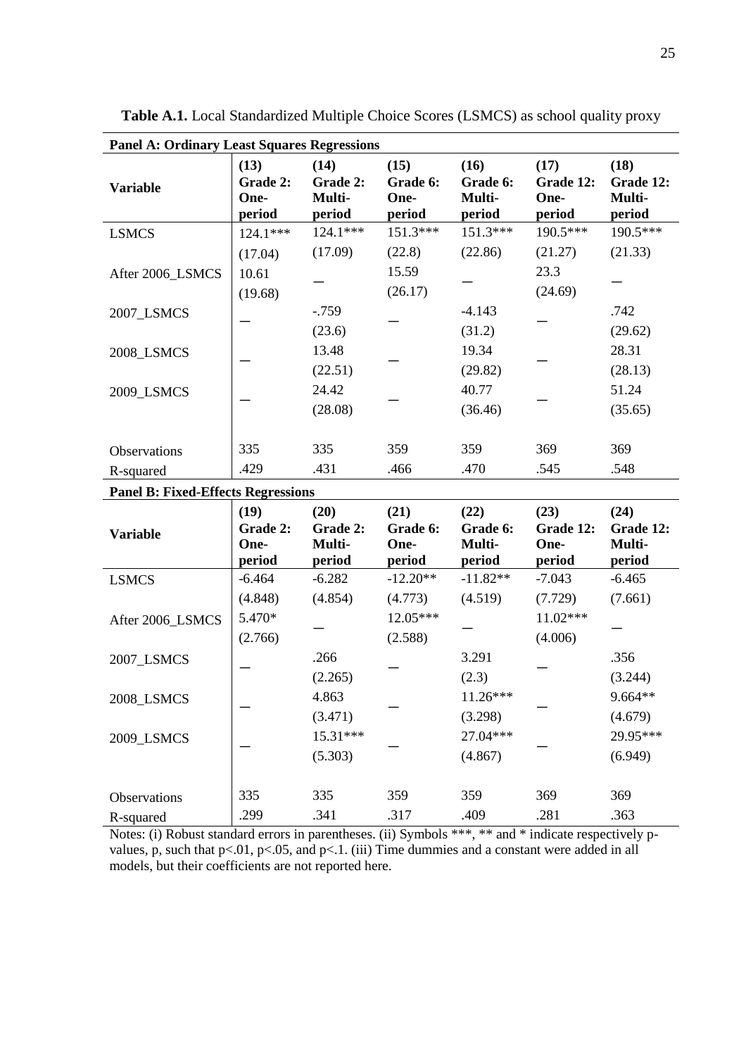**Table A.1.** Local Standardized Multiple Choice Scores (LSMCS) as school quality proxy

**Panel A: Ordinary Least Squares Regressions**

| Variable | (13) Grade 2: One-period | (14) Grade 2: Multi-period | (15) Grade 6: One-period | (16) Grade 6: Multi-period | (17) Grade 12: One-period | (18) Grade 12: Multi-period |
|---|---|---|---|---|---|---|
| LSMCS | 124.1*** | 124.1*** | 151.3*** | 151.3*** | 190.5*** | 190.5*** |
| | (17.04) | (17.09) | (22.8) | (22.86) | (21.27) | (21.33) |
| After 2006_LSMCS | 10.61 | — | 15.59 | — | 23.3 | — |
| | (19.68) | | (26.17) | | (24.69) | |
| 2007_LSMCS | — | -.759 | — | -4.143 | — | .742 |
| | | (23.6) | | (31.2) | | (29.62) |
| 2008_LSMCS | — | 13.48 | — | 19.34 | — | 28.31 |
| | | (22.51) | | (29.82) | | (28.13) |
| 2009_LSMCS | — | 24.42 | — | 40.77 | — | 51.24 |
| | | (28.08) | | (36.46) | | (35.65) |
| Observations | 335 | 335 | 359 | 359 | 369 | 369 |
| R-squared | .429 | .431 | .466 | .470 | .545 | .548 |

**Panel B: Fixed-Effects Regressions**

| Variable | (19) Grade 2: One-period | (20) Grade 2: Multi-period | (21) Grade 6: One-period | (22) Grade 6: Multi-period | (23) Grade 12: One-period | (24) Grade 12: Multi-period |
|---|---|---|---|---|---|---|
| LSMCS | -6.464 | -6.282 | -12.20** | -11.82** | -7.043 | -6.465 |
| | (4.848) | (4.854) | (4.773) | (4.519) | (7.729) | (7.661) |
| After 2006_LSMCS | 5.470* | — | 12.05*** | — | 11.02*** | — |
| | (2.766) | | (2.588) | | (4.006) | |
| 2007_LSMCS | — | .266 | — | 3.291 | — | .356 |
| | | (2.265) | | (2.3) | | (3.244) |
| 2008_LSMCS | — | 4.863 | — | 11.26*** | — | 9.664** |
| | | (3.471) | | (3.298) | | (4.679) |
| 2009_LSMCS | — | 15.31*** | — | 27.04*** | — | 29.95*** |
| | | (5.303) | | (4.867) | | (6.949) |
| Observations | 335 | 335 | 359 | 359 | 369 | 369 |
| R-squared | .299 | .341 | .317 | .409 | .281 | .363 |

Notes: (i) Robust standard errors in parentheses. (ii) Symbols ***, ** and * indicate respectively p-values, p, such that $p<.01$, $p<.05$, and $p<.1$. (iii) Time dummies and a constant were added in all models, but their coefficients are not reported here.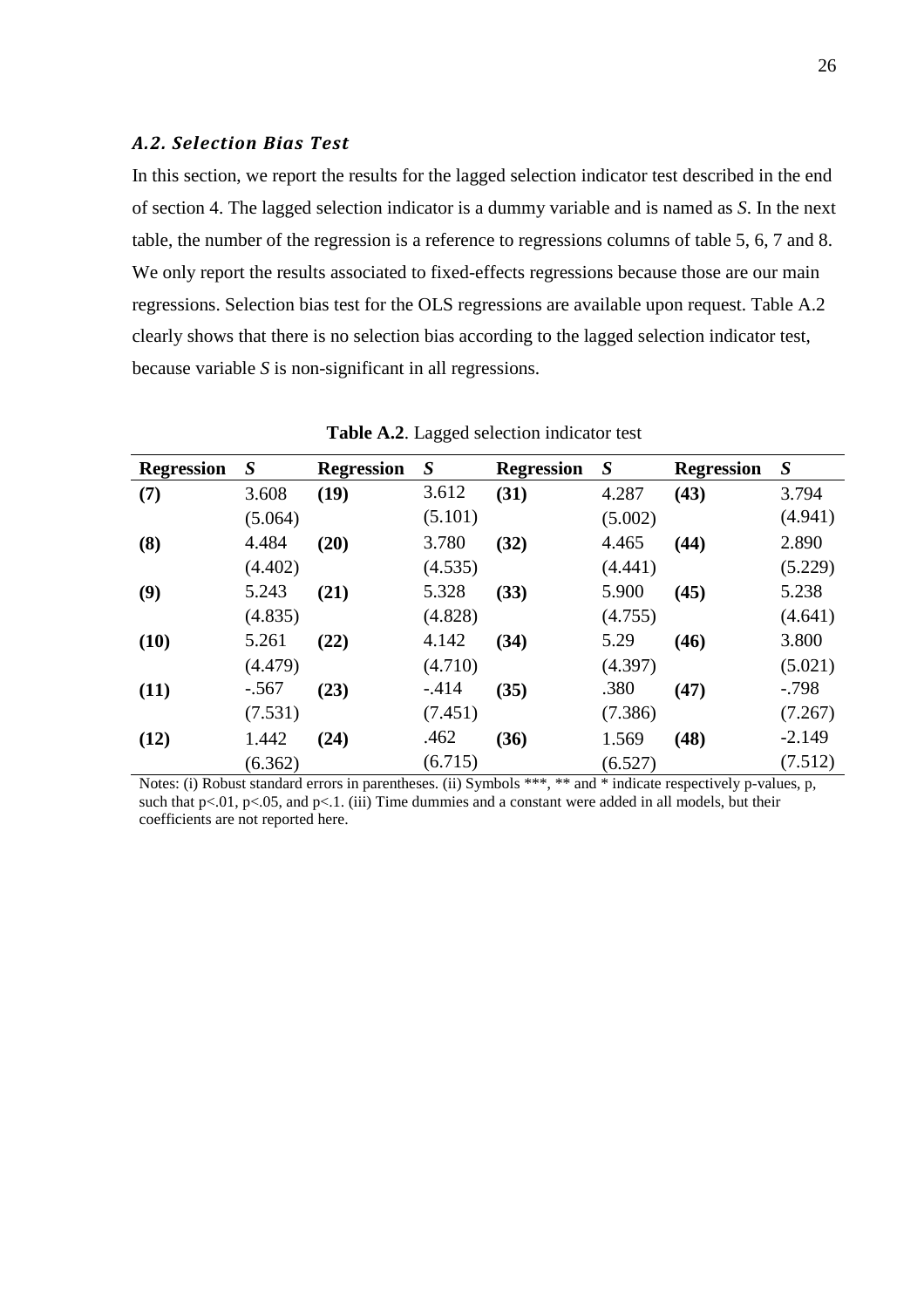### *A.2. Selection Bias Test*

In this section, we report the results for the lagged selection indicator test described in the end of section 4. The lagged selection indicator is a dummy variable and is named as *S*. In the next table, the number of the regression is a reference to regressions columns of table 5, 6, 7 and 8. We only report the results associated to fixed-effects regressions because those are our main regressions. Selection bias test for the OLS regressions are available upon request. Table A.2 clearly shows that there is no selection bias according to the lagged selection indicator test, because variable *S* is non-significant in all regressions.

**Table A.2**. Lagged selection indicator test

| **Regression** | ***S*** | **Regression** | ***S*** | **Regression** | ***S*** | **Regression** | ***S*** |
|---|---|---|---|---|---|---|---|
| **(7)** | 3.608 | **(19)** | 3.612 | **(31)** | 4.287 | **(43)** | 3.794 |
| | (5.064) | | (5.101) | | (5.002) | | (4.941) |
| **(8)** | 4.484 | **(20)** | 3.780 | **(32)** | 4.465 | **(44)** | 2.890 |
| | (4.402) | | (4.535) | | (4.441) | | (5.229) |
| **(9)** | 5.243 | **(21)** | 5.328 | **(33)** | 5.900 | **(45)** | 5.238 |
| | (4.835) | | (4.828) | | (4.755) | | (4.641) |
| **(10)** | 5.261 | **(22)** | 4.142 | **(34)** | 5.29 | **(46)** | 3.800 |
| | (4.479) | | (4.710) | | (4.397) | | (5.021) |
| **(11)** | -.567 | **(23)** | -.414 | **(35)** | .380 | **(47)** | -.798 |
| | (7.531) | | (7.451) | | (7.386) | | (7.267) |
| **(12)** | 1.442 | **(24)** | .462 | **(36)** | 1.569 | **(48)** | -2.149 |
| | (6.362) | | (6.715) | | (6.527) | | (7.512) |

Notes: (i) Robust standard errors in parentheses. (ii) Symbols ***, ** and * indicate respectively p-values, p, such that $p<.01$, $p<.05$, and $p<.1$. (iii) Time dummies and a constant were added in all models, but their coefficients are not reported here.